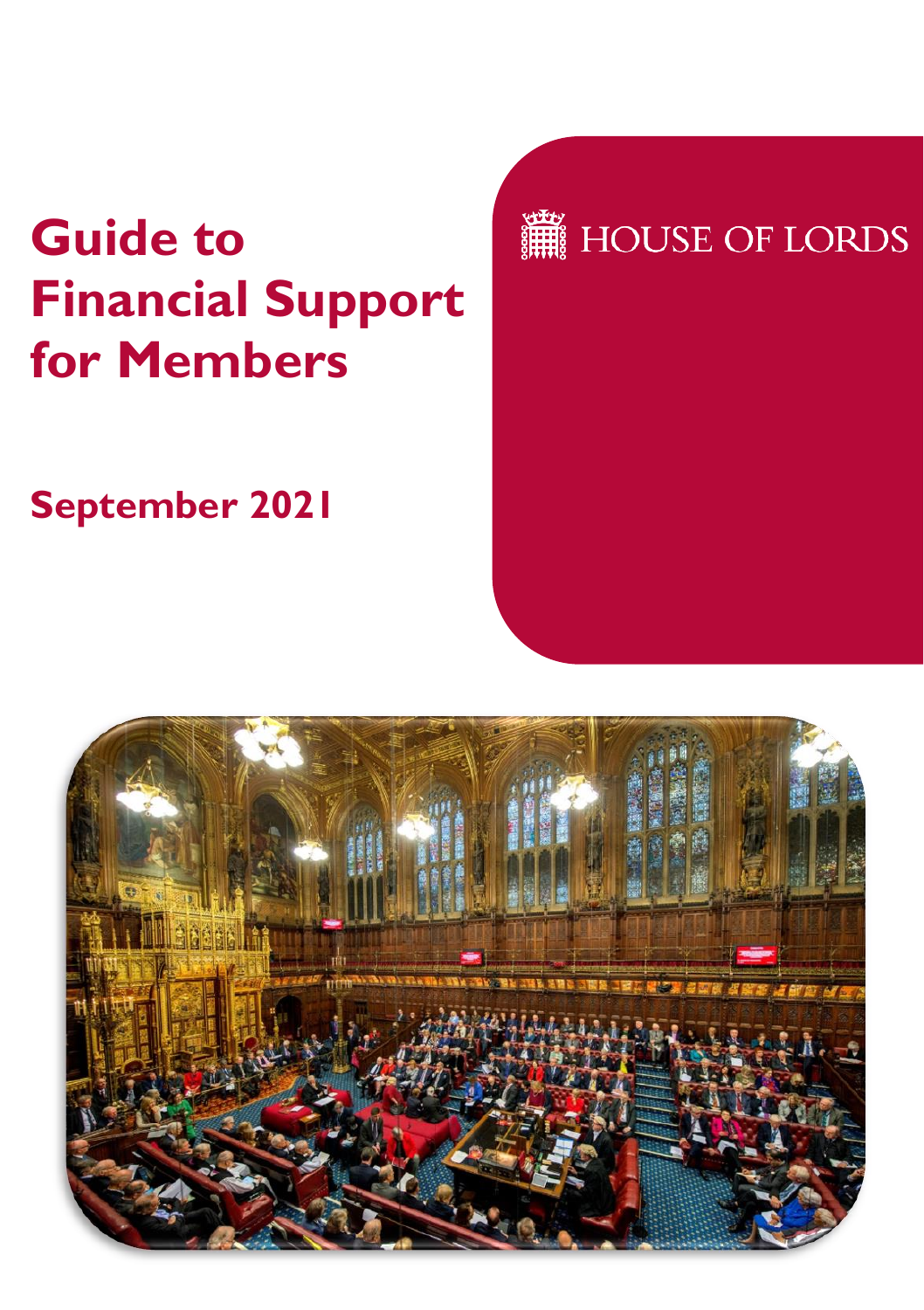# Guide to Financial Support for Members

## September 2021

HOUSE OF LORDS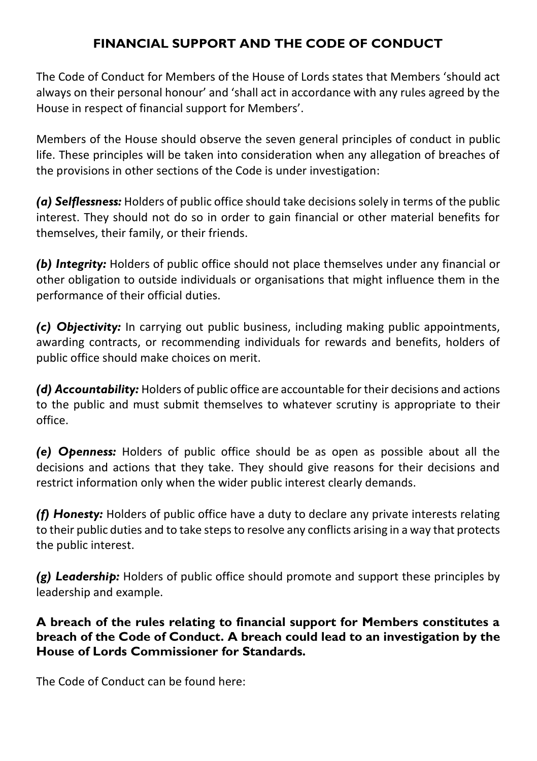## FINANCIAL SUPPORT AND THE CODE OF CONDUCT

The Code of Conduct for Members of the House of Lords states that Members 'should act always on their personal honour' and 'shall act in accordance with any rules agreed by the House in respect of financial support for Members'.

Members of the House should observe the seven general principles of conduct in public life. These principles will be taken into consideration when any allegation of breaches of the provisions in other sections of the Code is under investigation:

***(a) Selflessness:*** Holders of public office should take decisions solely in terms of the public interest. They should not do so in order to gain financial or other material benefits for themselves, their family, or their friends.

***(b) Integrity:*** Holders of public office should not place themselves under any financial or other obligation to outside individuals or organisations that might influence them in the performance of their official duties.

***(c) Objectivity:*** In carrying out public business, including making public appointments, awarding contracts, or recommending individuals for rewards and benefits, holders of public office should make choices on merit.

***(d) Accountability:*** Holders of public office are accountable for their decisions and actions to the public and must submit themselves to whatever scrutiny is appropriate to their office.

***(e) Openness:*** Holders of public office should be as open as possible about all the decisions and actions that they take. They should give reasons for their decisions and restrict information only when the wider public interest clearly demands.

***(f) Honesty:*** Holders of public office have a duty to declare any private interests relating to their public duties and to take steps to resolve any conflicts arising in a way that protects the public interest.

***(g) Leadership:*** Holders of public office should promote and support these principles by leadership and example.

**A breach of the rules relating to financial support for Members constitutes a breach of the Code of Conduct. A breach could lead to an investigation by the House of Lords Commissioner for Standards.**

The Code of Conduct can be found here: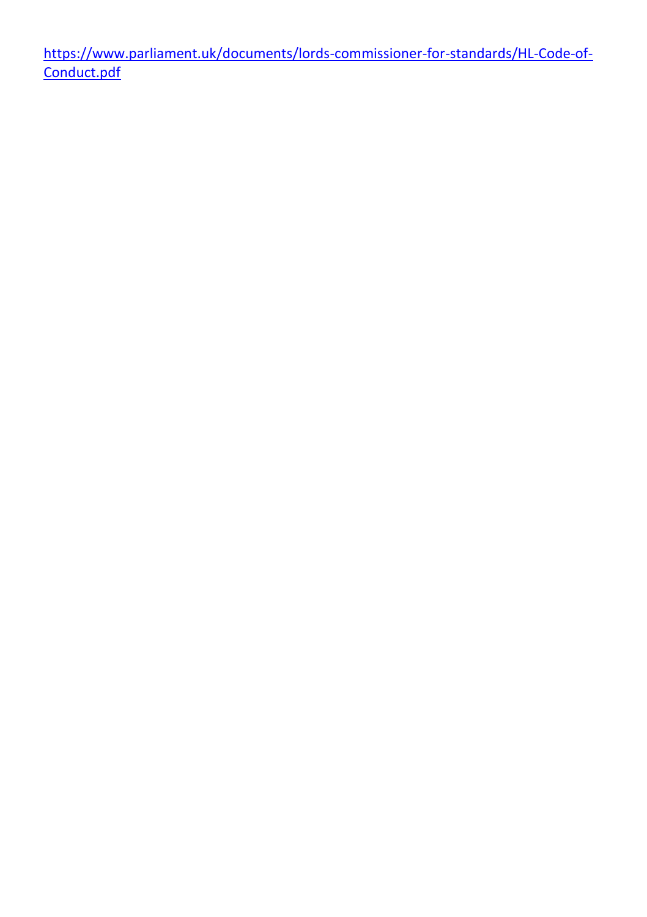[https://www.parliament.uk/documents/lords-commissioner-for-standards/HL-Code-of-Conduct.pdf](https://www.parliament.uk/documents/lords-commissioner-for-standards/HL-Code-of-Conduct.pdf)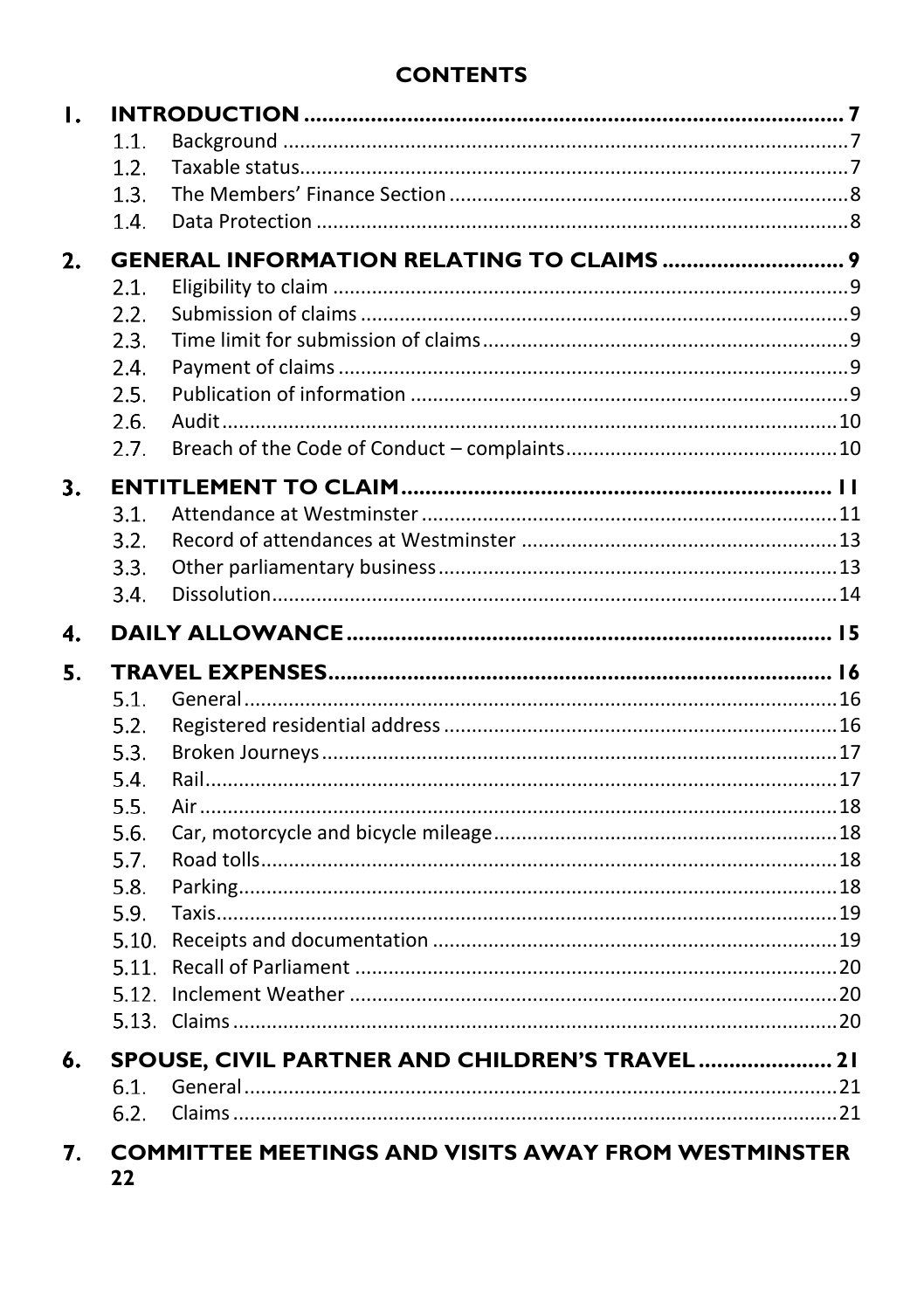## CONTENTS

1. **INTRODUCTION** ........................................................................ 7
   - 1.1. Background ........................................................................ 7
   - 1.2. Taxable status........................................................................ 7
   - 1.3. The Members' Finance Section ........................................................................ 8
   - 1.4. Data Protection ........................................................................ 8
2. **GENERAL INFORMATION RELATING TO CLAIMS** ........................................ 9
   - 2.1. Eligibility to claim ........................................................................ 9
   - 2.2. Submission of claims ........................................................................ 9
   - 2.3. Time limit for submission of claims........................................................................ 9
   - 2.4. Payment of claims ........................................................................ 9
   - 2.5. Publication of information ........................................................................ 9
   - 2.6. Audit........................................................................ 10
   - 2.7. Breach of the Code of Conduct – complaints........................................................................ 10
3. **ENTITLEMENT TO CLAIM**........................................................................ 11
   - 3.1. Attendance at Westminster ........................................................................ 11
   - 3.2. Record of attendances at Westminster ........................................................................ 13
   - 3.3. Other parliamentary business........................................................................ 13
   - 3.4. Dissolution........................................................................ 14
4. **DAILY ALLOWANCE** ........................................................................ 15
5. **TRAVEL EXPENSES**........................................................................ 16
   - 5.1. General........................................................................ 16
   - 5.2. Registered residential address ........................................................................ 16
   - 5.3. Broken Journeys ........................................................................ 17
   - 5.4. Rail........................................................................ 17
   - 5.5. Air........................................................................ 18
   - 5.6. Car, motorcycle and bicycle mileage........................................................................ 18
   - 5.7. Road tolls........................................................................ 18
   - 5.8. Parking........................................................................ 18
   - 5.9. Taxis........................................................................ 19
   - 5.10. Receipts and documentation ........................................................................ 19
   - 5.11. Recall of Parliament ........................................................................ 20
   - 5.12. Inclement Weather ........................................................................ 20
   - 5.13. Claims ........................................................................ 20
6. **SPOUSE, CIVIL PARTNER AND CHILDREN'S TRAVEL** ........................................ 21
   - 6.1. General........................................................................ 21
   - 6.2. Claims ........................................................................ 21
7. **COMMITTEE MEETINGS AND VISITS AWAY FROM WESTMINSTER** 22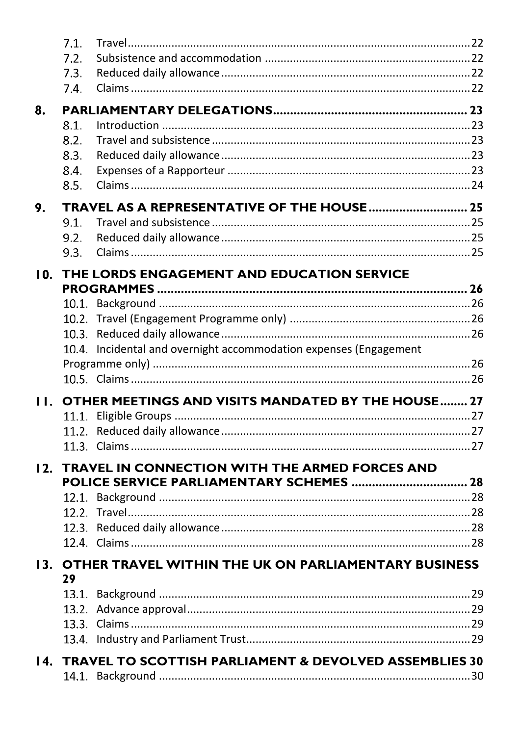7.1. Travel ... 22
7.2. Subsistence and accommodation ... 22
7.3. Reduced daily allowance ... 22
7.4. Claims ... 22

**8. PARLIAMENTARY DELEGATIONS ... 23**

8.1. Introduction ... 23
8.2. Travel and subsistence ... 23
8.3. Reduced daily allowance ... 23
8.4. Expenses of a Rapporteur ... 23
8.5. Claims ... 24

**9. TRAVEL AS A REPRESENTATIVE OF THE HOUSE ... 25**

9.1. Travel and subsistence ... 25
9.2. Reduced daily allowance ... 25
9.3. Claims ... 25

**10. THE LORDS ENGAGEMENT AND EDUCATION SERVICE PROGRAMMES ... 26**

10.1. Background ... 26
10.2. Travel (Engagement Programme only) ... 26
10.3. Reduced daily allowance ... 26
10.4. Incidental and overnight accommodation expenses (Engagement Programme only) ... 26
10.5. Claims ... 26

**11. OTHER MEETINGS AND VISITS MANDATED BY THE HOUSE ... 27**

11.1. Eligible Groups ... 27
11.2. Reduced daily allowance ... 27
11.3. Claims ... 27

**12. TRAVEL IN CONNECTION WITH THE ARMED FORCES AND POLICE SERVICE PARLIAMENTARY SCHEMES ... 28**

12.1. Background ... 28
12.2. Travel ... 28
12.3. Reduced daily allowance ... 28
12.4. Claims ... 28

**13. OTHER TRAVEL WITHIN THE UK ON PARLIAMENTARY BUSINESS 29**

13.1. Background ... 29
13.2. Advance approval ... 29
13.3. Claims ... 29
13.4. Industry and Parliament Trust ... 29

**14. TRAVEL TO SCOTTISH PARLIAMENT & DEVOLVED ASSEMBLIES 30**

14.1. Background ... 30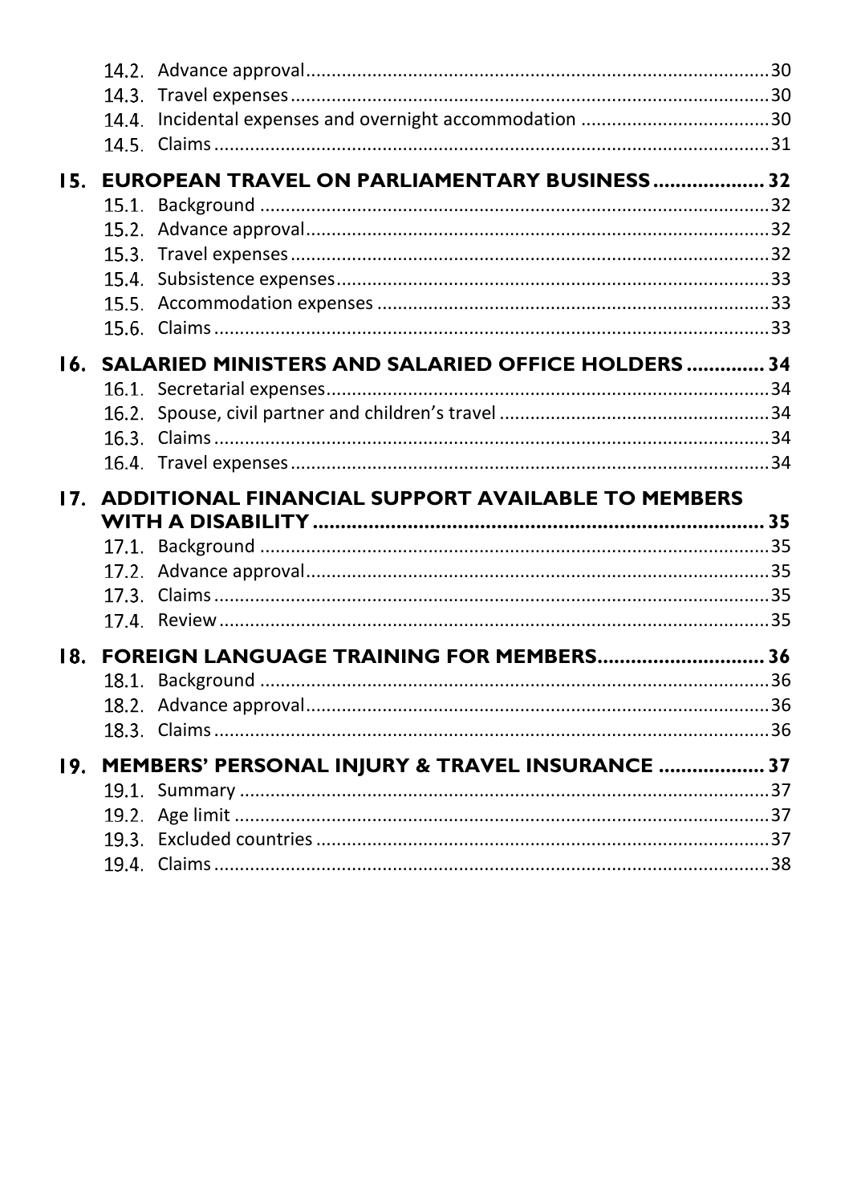14.2. Advance approval ..... 30
14.3. Travel expenses ..... 30
14.4. Incidental expenses and overnight accommodation ..... 30
14.5. Claims ..... 31

**15. EUROPEAN TRAVEL ON PARLIAMENTARY BUSINESS ..... 32**

15.1. Background ..... 32
15.2. Advance approval ..... 32
15.3. Travel expenses ..... 32
15.4. Subsistence expenses ..... 33
15.5. Accommodation expenses ..... 33
15.6. Claims ..... 33

**16. SALARIED MINISTERS AND SALARIED OFFICE HOLDERS ..... 34**

16.1. Secretarial expenses ..... 34
16.2. Spouse, civil partner and children's travel ..... 34
16.3. Claims ..... 34
16.4. Travel expenses ..... 34

**17. ADDITIONAL FINANCIAL SUPPORT AVAILABLE TO MEMBERS WITH A DISABILITY ..... 35**

17.1. Background ..... 35
17.2. Advance approval ..... 35
17.3. Claims ..... 35
17.4. Review ..... 35

**18. FOREIGN LANGUAGE TRAINING FOR MEMBERS ..... 36**

18.1. Background ..... 36
18.2. Advance approval ..... 36
18.3. Claims ..... 36

**19. MEMBERS' PERSONAL INJURY & TRAVEL INSURANCE ..... 37**

19.1. Summary ..... 37
19.2. Age limit ..... 37
19.3. Excluded countries ..... 37
19.4. Claims ..... 38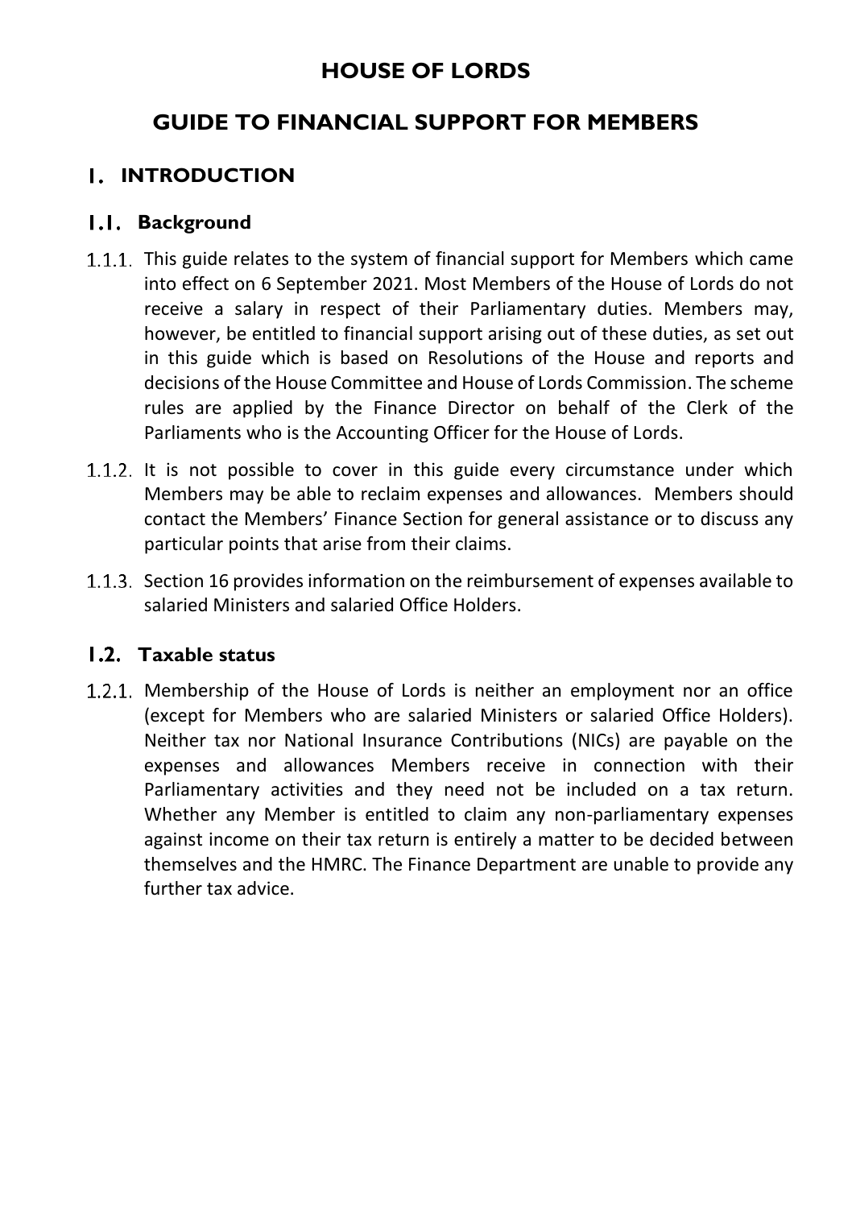# HOUSE OF LORDS

# GUIDE TO FINANCIAL SUPPORT FOR MEMBERS

## 1. INTRODUCTION

### 1.1. Background

1.1.1. This guide relates to the system of financial support for Members which came into effect on 6 September 2021. Most Members of the House of Lords do not receive a salary in respect of their Parliamentary duties. Members may, however, be entitled to financial support arising out of these duties, as set out in this guide which is based on Resolutions of the House and reports and decisions of the House Committee and House of Lords Commission. The scheme rules are applied by the Finance Director on behalf of the Clerk of the Parliaments who is the Accounting Officer for the House of Lords.

1.1.2. It is not possible to cover in this guide every circumstance under which Members may be able to reclaim expenses and allowances. Members should contact the Members' Finance Section for general assistance or to discuss any particular points that arise from their claims.

1.1.3. Section 16 provides information on the reimbursement of expenses available to salaried Ministers and salaried Office Holders.

### 1.2. Taxable status

1.2.1. Membership of the House of Lords is neither an employment nor an office (except for Members who are salaried Ministers or salaried Office Holders). Neither tax nor National Insurance Contributions (NICs) are payable on the expenses and allowances Members receive in connection with their Parliamentary activities and they need not be included on a tax return. Whether any Member is entitled to claim any non-parliamentary expenses against income on their tax return is entirely a matter to be decided between themselves and the HMRC. The Finance Department are unable to provide any further tax advice.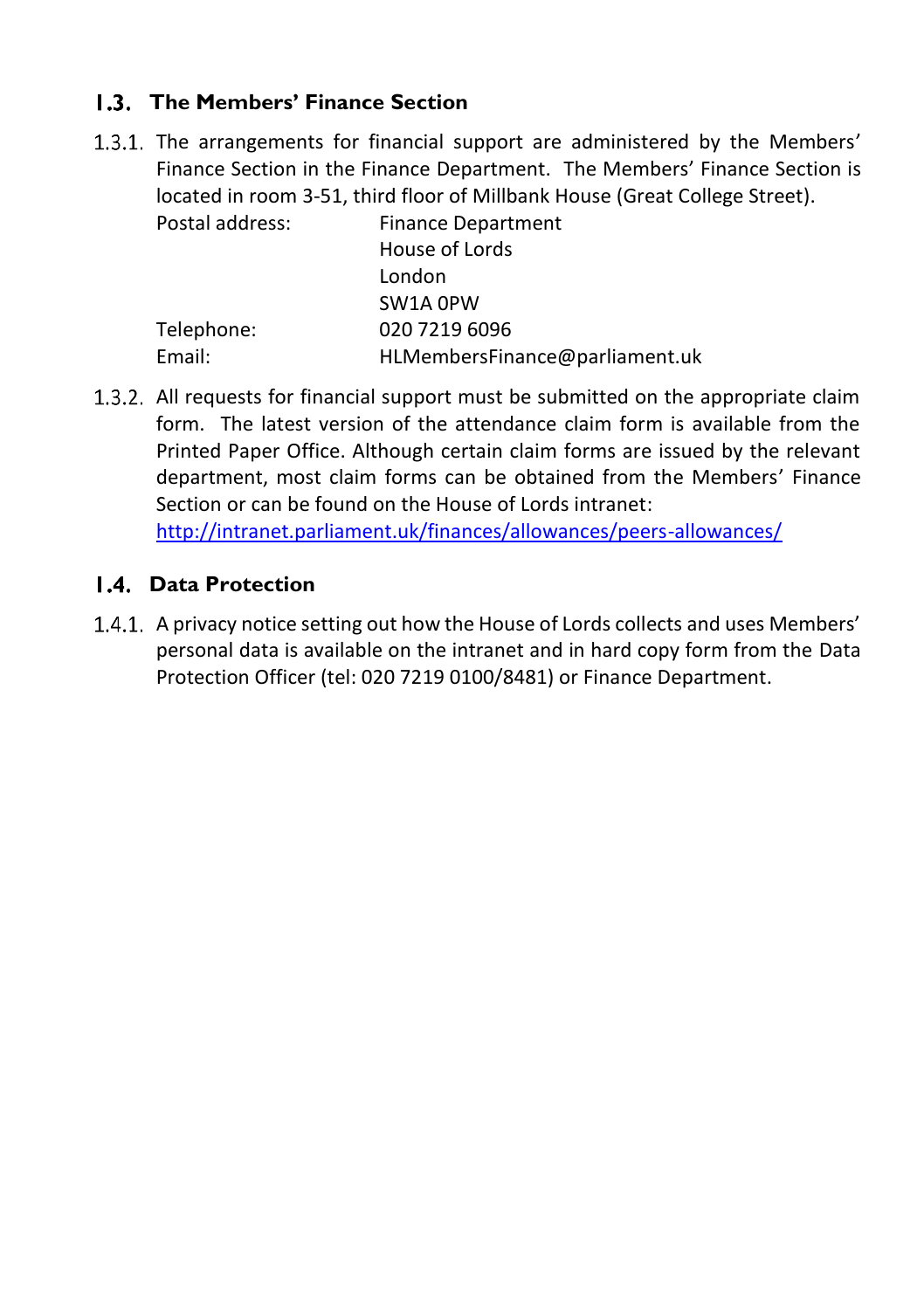## 1.3. The Members' Finance Section

1.3.1. The arrangements for financial support are administered by the Members' Finance Section in the Finance Department. The Members' Finance Section is located in room 3-51, third floor of Millbank House (Great College Street).

| | |
|---|---|
| Postal address: | Finance Department<br>House of Lords<br>London<br>SW1A 0PW |
| Telephone: | 020 7219 6096 |
| Email: | HLMembersFinance@parliament.uk |

1.3.2. All requests for financial support must be submitted on the appropriate claim form. The latest version of the attendance claim form is available from the Printed Paper Office. Although certain claim forms are issued by the relevant department, most claim forms can be obtained from the Members' Finance Section or can be found on the House of Lords intranet: http://intranet.parliament.uk/finances/allowances/peers-allowances/

## 1.4. Data Protection

1.4.1. A privacy notice setting out how the House of Lords collects and uses Members' personal data is available on the intranet and in hard copy form from the Data Protection Officer (tel: 020 7219 0100/8481) or Finance Department.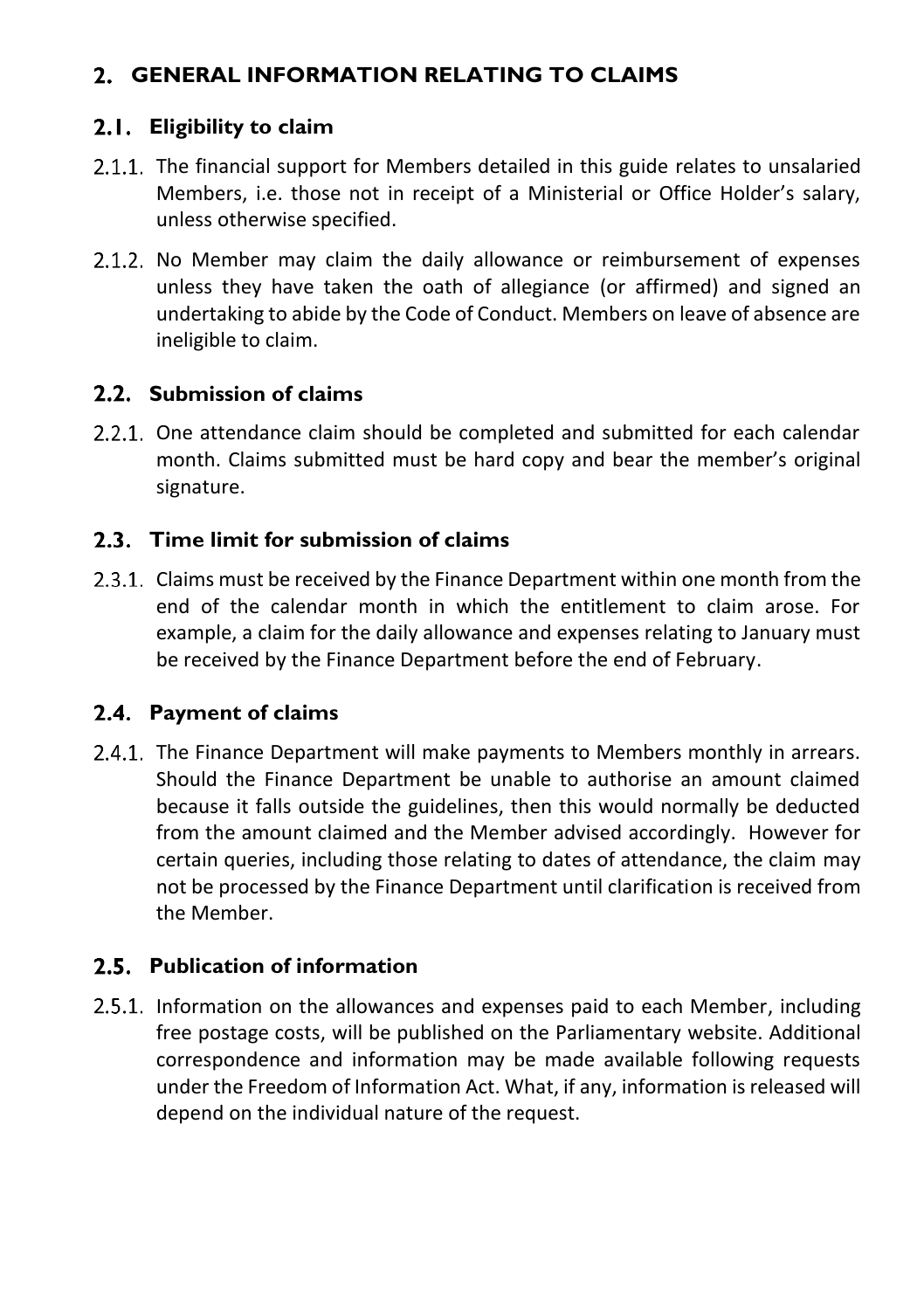## 2. GENERAL INFORMATION RELATING TO CLAIMS

### 2.1. Eligibility to claim

2.1.1. The financial support for Members detailed in this guide relates to unsalaried Members, i.e. those not in receipt of a Ministerial or Office Holder's salary, unless otherwise specified.

2.1.2. No Member may claim the daily allowance or reimbursement of expenses unless they have taken the oath of allegiance (or affirmed) and signed an undertaking to abide by the Code of Conduct. Members on leave of absence are ineligible to claim.

### 2.2. Submission of claims

2.2.1. One attendance claim should be completed and submitted for each calendar month. Claims submitted must be hard copy and bear the member's original signature.

### 2.3. Time limit for submission of claims

2.3.1. Claims must be received by the Finance Department within one month from the end of the calendar month in which the entitlement to claim arose. For example, a claim for the daily allowance and expenses relating to January must be received by the Finance Department before the end of February.

### 2.4. Payment of claims

2.4.1. The Finance Department will make payments to Members monthly in arrears. Should the Finance Department be unable to authorise an amount claimed because it falls outside the guidelines, then this would normally be deducted from the amount claimed and the Member advised accordingly. However for certain queries, including those relating to dates of attendance, the claim may not be processed by the Finance Department until clarification is received from the Member.

### 2.5. Publication of information

2.5.1. Information on the allowances and expenses paid to each Member, including free postage costs, will be published on the Parliamentary website. Additional correspondence and information may be made available following requests under the Freedom of Information Act. What, if any, information is released will depend on the individual nature of the request.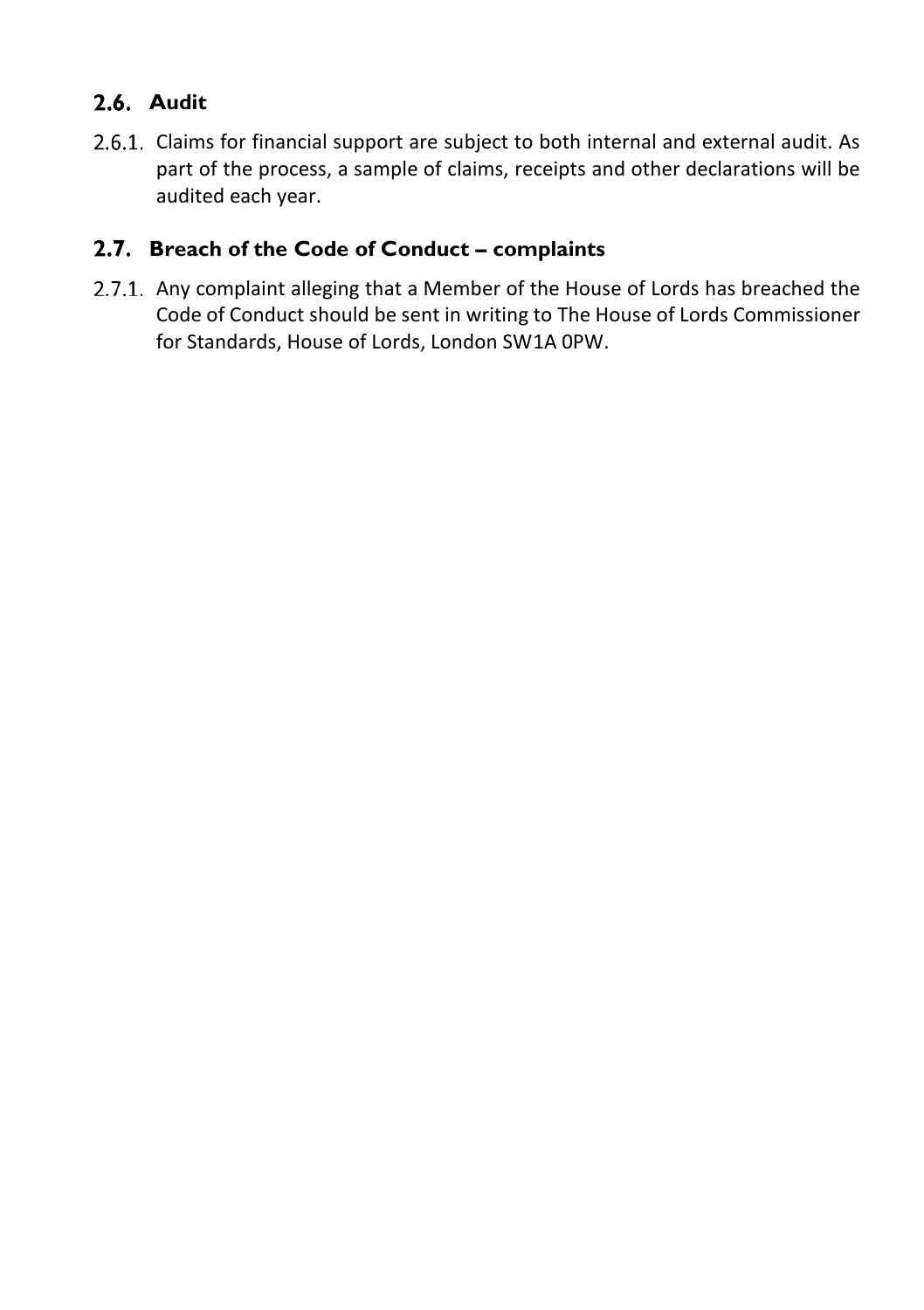## 2.6. Audit

2.6.1. Claims for financial support are subject to both internal and external audit. As part of the process, a sample of claims, receipts and other declarations will be audited each year.

## 2.7. Breach of the Code of Conduct – complaints

2.7.1. Any complaint alleging that a Member of the House of Lords has breached the Code of Conduct should be sent in writing to The House of Lords Commissioner for Standards, House of Lords, London SW1A 0PW.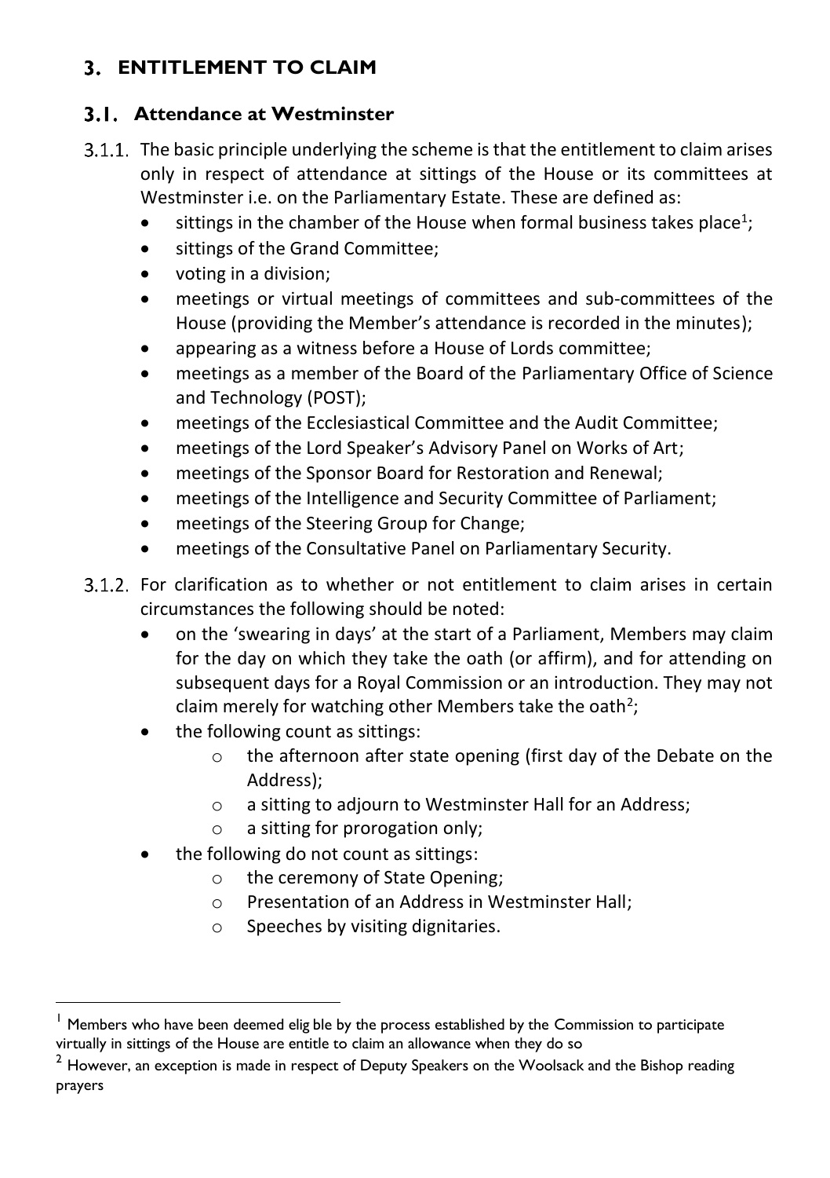# 3. ENTITLEMENT TO CLAIM

## 3.1. Attendance at Westminster

3.1.1. The basic principle underlying the scheme is that the entitlement to claim arises only in respect of attendance at sittings of the House or its committees at Westminster i.e. on the Parliamentary Estate. These are defined as:

- sittings in the chamber of the House when formal business takes place[1];
- sittings of the Grand Committee;
- voting in a division;
- meetings or virtual meetings of committees and sub-committees of the House (providing the Member's attendance is recorded in the minutes);
- appearing as a witness before a House of Lords committee;
- meetings as a member of the Board of the Parliamentary Office of Science and Technology (POST);
- meetings of the Ecclesiastical Committee and the Audit Committee;
- meetings of the Lord Speaker's Advisory Panel on Works of Art;
- meetings of the Sponsor Board for Restoration and Renewal;
- meetings of the Intelligence and Security Committee of Parliament;
- meetings of the Steering Group for Change;
- meetings of the Consultative Panel on Parliamentary Security.

3.1.2. For clarification as to whether or not entitlement to claim arises in certain circumstances the following should be noted:

- on the 'swearing in days' at the start of a Parliament, Members may claim for the day on which they take the oath (or affirm), and for attending on subsequent days for a Royal Commission or an introduction. They may not claim merely for watching other Members take the oath[2];
- the following count as sittings:
  - the afternoon after state opening (first day of the Debate on the Address);
  - a sitting to adjourn to Westminster Hall for an Address;
  - a sitting for prorogation only;
- the following do not count as sittings:
  - the ceremony of State Opening;
  - Presentation of an Address in Westminster Hall;
  - Speeches by visiting dignitaries.

---

[1] Members who have been deemed elig ble by the process established by the Commission to participate virtually in sittings of the House are entitle to claim an allowance when they do so

[2] However, an exception is made in respect of Deputy Speakers on the Woolsack and the Bishop reading prayers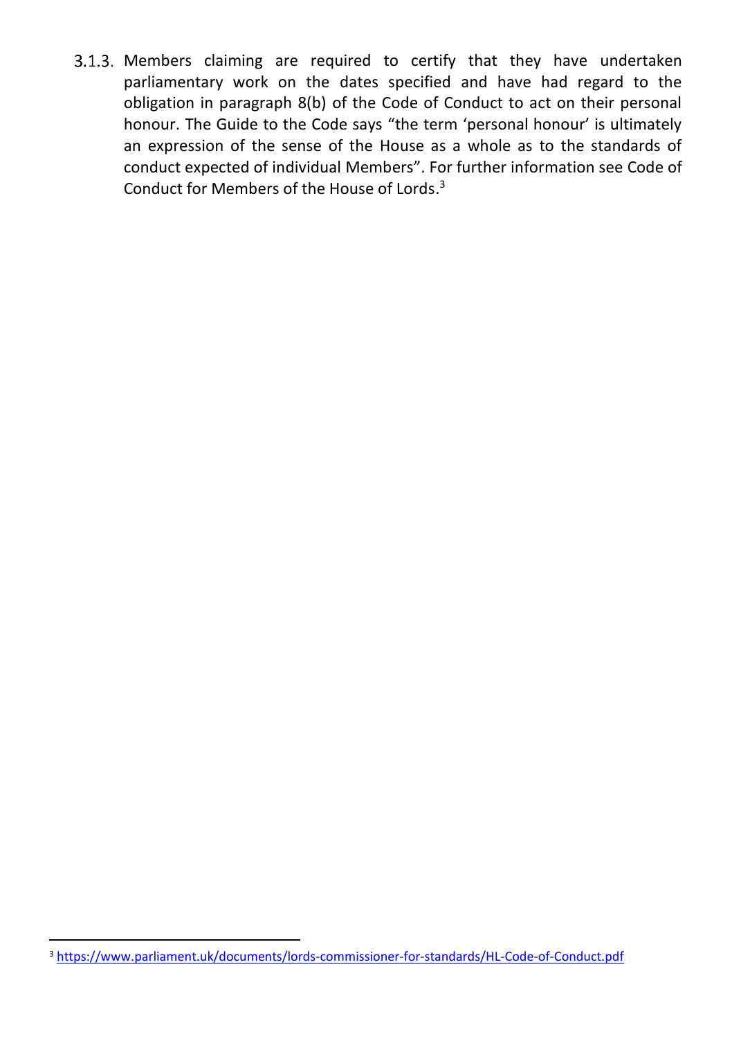3.1.3. Members claiming are required to certify that they have undertaken parliamentary work on the dates specified and have had regard to the obligation in paragraph 8(b) of the Code of Conduct to act on their personal honour. The Guide to the Code says "the term 'personal honour' is ultimately an expression of the sense of the House as a whole as to the standards of conduct expected of individual Members". For further information see Code of Conduct for Members of the House of Lords.[3]

[3] https://www.parliament.uk/documents/lords-commissioner-for-standards/HL-Code-of-Conduct.pdf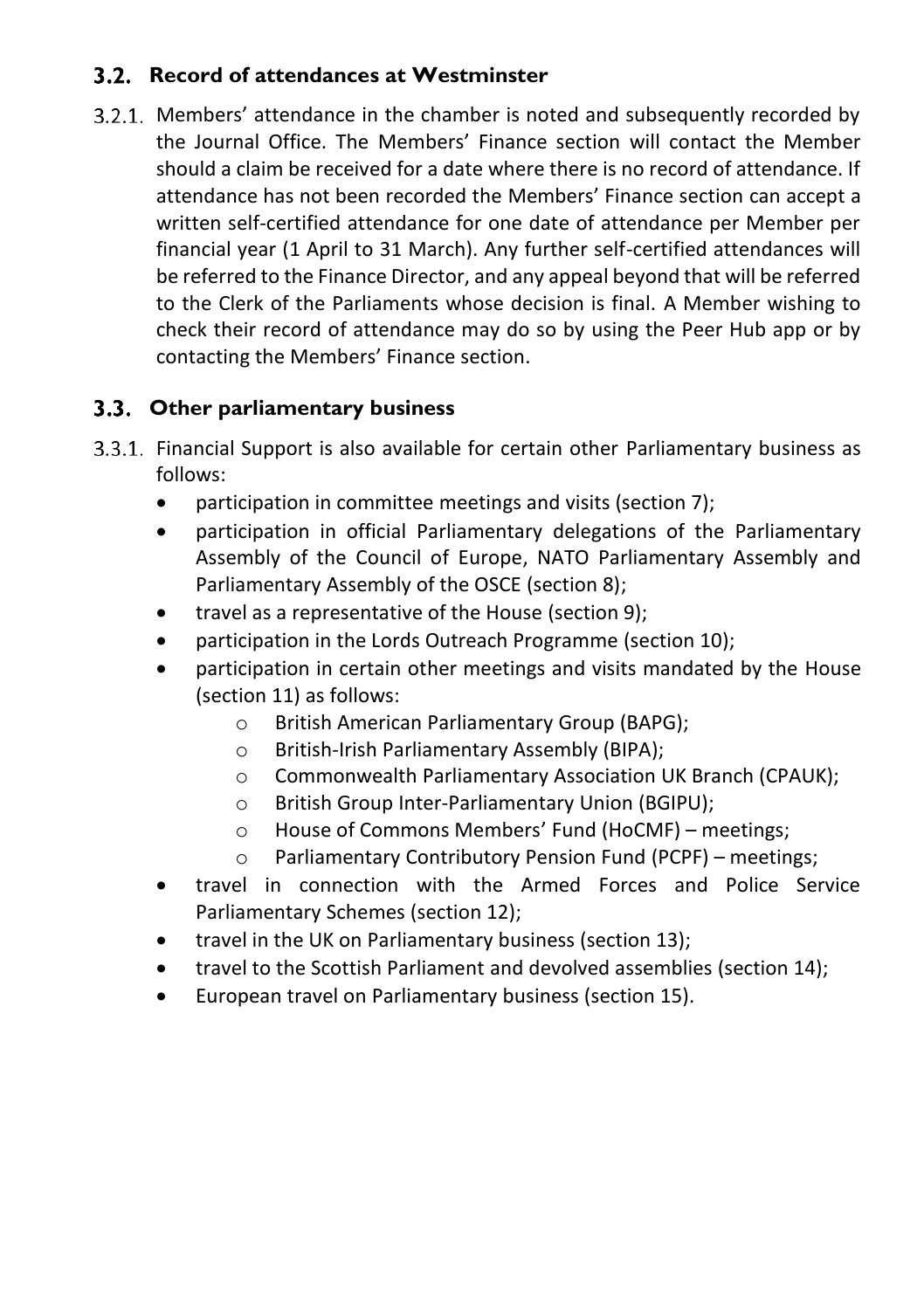## 3.2. Record of attendances at Westminster

3.2.1. Members' attendance in the chamber is noted and subsequently recorded by the Journal Office. The Members' Finance section will contact the Member should a claim be received for a date where there is no record of attendance. If attendance has not been recorded the Members' Finance section can accept a written self-certified attendance for one date of attendance per Member per financial year (1 April to 31 March). Any further self-certified attendances will be referred to the Finance Director, and any appeal beyond that will be referred to the Clerk of the Parliaments whose decision is final. A Member wishing to check their record of attendance may do so by using the Peer Hub app or by contacting the Members' Finance section.

## 3.3. Other parliamentary business

3.3.1. Financial Support is also available for certain other Parliamentary business as follows:

- participation in committee meetings and visits (section 7);
- participation in official Parliamentary delegations of the Parliamentary Assembly of the Council of Europe, NATO Parliamentary Assembly and Parliamentary Assembly of the OSCE (section 8);
- travel as a representative of the House (section 9);
- participation in the Lords Outreach Programme (section 10);
- participation in certain other meetings and visits mandated by the House (section 11) as follows:
    - British American Parliamentary Group (BAPG);
    - British-Irish Parliamentary Assembly (BIPA);
    - Commonwealth Parliamentary Association UK Branch (CPAUK);
    - British Group Inter-Parliamentary Union (BGIPU);
    - House of Commons Members' Fund (HoCMF) – meetings;
    - Parliamentary Contributory Pension Fund (PCPF) – meetings;
- travel in connection with the Armed Forces and Police Service Parliamentary Schemes (section 12);
- travel in the UK on Parliamentary business (section 13);
- travel to the Scottish Parliament and devolved assemblies (section 14);
- European travel on Parliamentary business (section 15).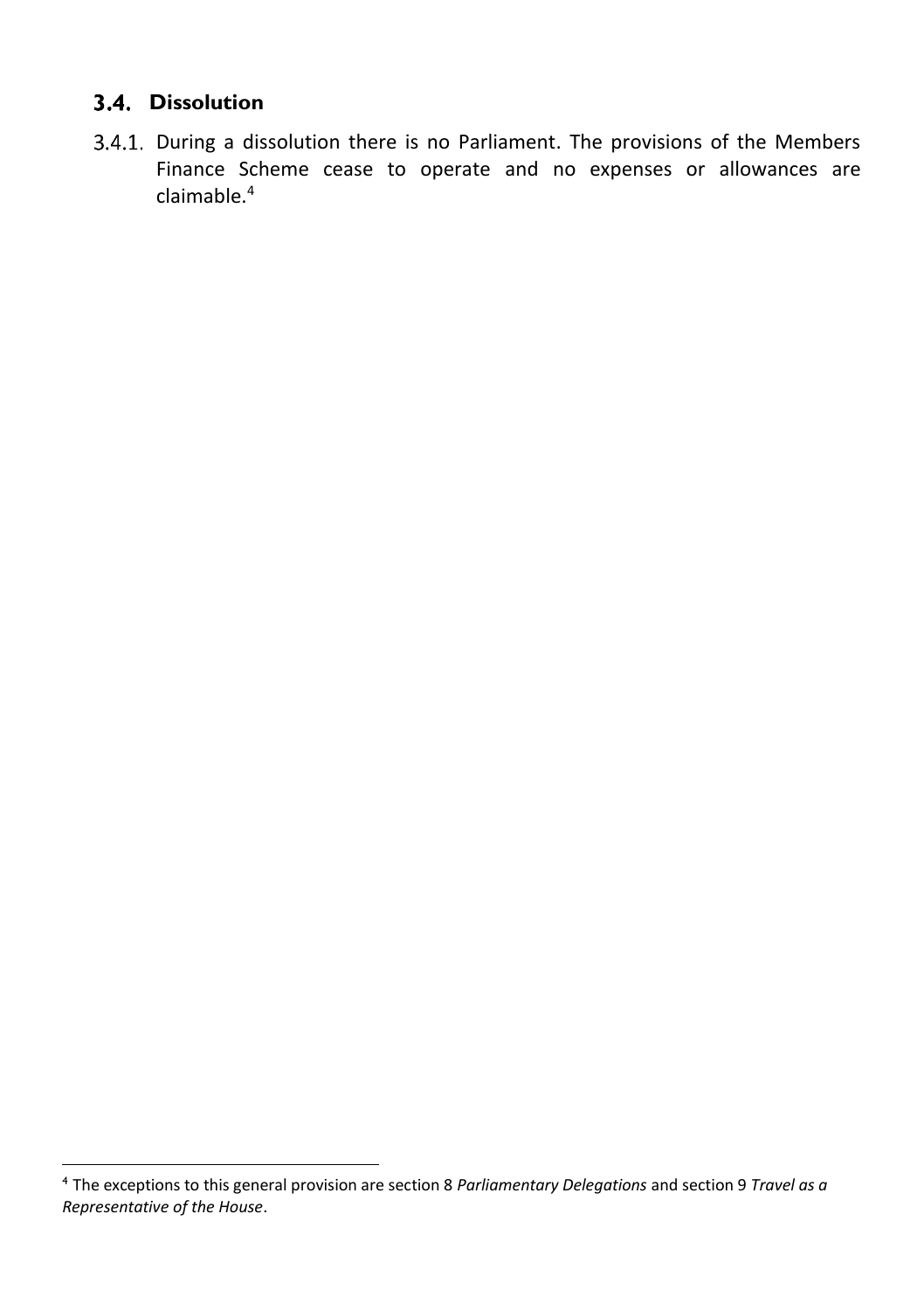## 3.4. Dissolution

3.4.1. During a dissolution there is no Parliament. The provisions of the Members Finance Scheme cease to operate and no expenses or allowances are claimable.[4]

[4] The exceptions to this general provision are section 8 *Parliamentary Delegations* and section 9 *Travel as a Representative of the House*.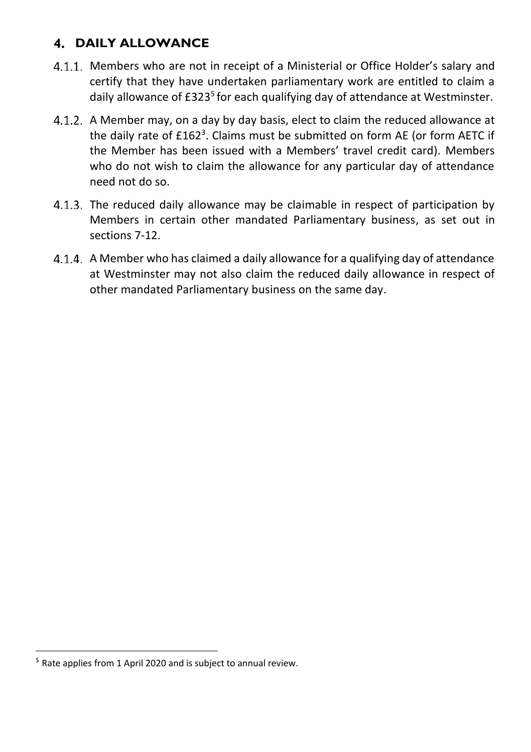## 4. DAILY ALLOWANCE

4.1.1. Members who are not in receipt of a Ministerial or Office Holder's salary and certify that they have undertaken parliamentary work are entitled to claim a daily allowance of £323[5] for each qualifying day of attendance at Westminster.

4.1.2. A Member may, on a day by day basis, elect to claim the reduced allowance at the daily rate of £162[3]. Claims must be submitted on form AE (or form AETC if the Member has been issued with a Members' travel credit card). Members who do not wish to claim the allowance for any particular day of attendance need not do so.

4.1.3. The reduced daily allowance may be claimable in respect of participation by Members in certain other mandated Parliamentary business, as set out in sections 7-12.

4.1.4. A Member who has claimed a daily allowance for a qualifying day of attendance at Westminster may not also claim the reduced daily allowance in respect of other mandated Parliamentary business on the same day.

[5] Rate applies from 1 April 2020 and is subject to annual review.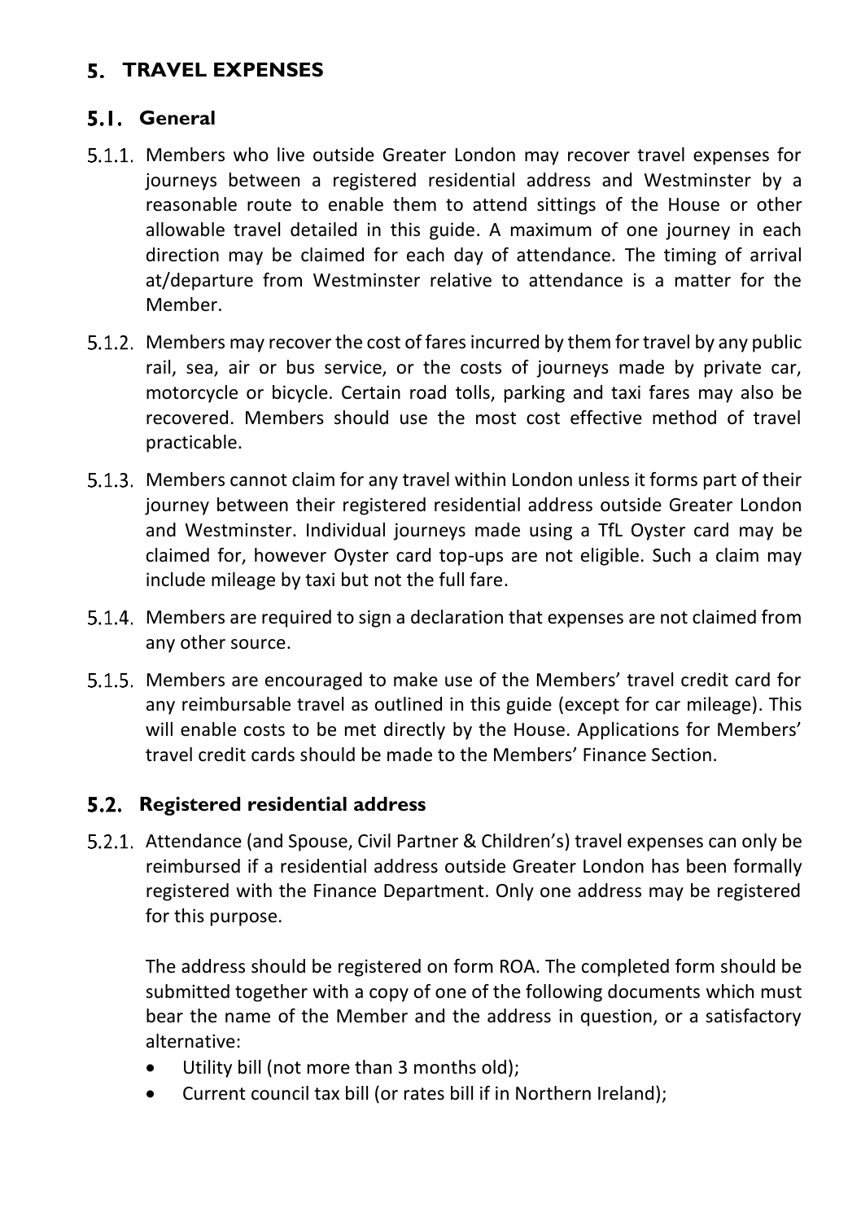# 5. TRAVEL EXPENSES

## 5.1. General

5.1.1. Members who live outside Greater London may recover travel expenses for journeys between a registered residential address and Westminster by a reasonable route to enable them to attend sittings of the House or other allowable travel detailed in this guide. A maximum of one journey in each direction may be claimed for each day of attendance. The timing of arrival at/departure from Westminster relative to attendance is a matter for the Member.

5.1.2. Members may recover the cost of fares incurred by them for travel by any public rail, sea, air or bus service, or the costs of journeys made by private car, motorcycle or bicycle. Certain road tolls, parking and taxi fares may also be recovered. Members should use the most cost effective method of travel practicable.

5.1.3. Members cannot claim for any travel within London unless it forms part of their journey between their registered residential address outside Greater London and Westminster. Individual journeys made using a TfL Oyster card may be claimed for, however Oyster card top-ups are not eligible. Such a claim may include mileage by taxi but not the full fare.

5.1.4. Members are required to sign a declaration that expenses are not claimed from any other source.

5.1.5. Members are encouraged to make use of the Members' travel credit card for any reimbursable travel as outlined in this guide (except for car mileage). This will enable costs to be met directly by the House. Applications for Members' travel credit cards should be made to the Members' Finance Section.

## 5.2. Registered residential address

5.2.1. Attendance (and Spouse, Civil Partner & Children's) travel expenses can only be reimbursed if a residential address outside Greater London has been formally registered with the Finance Department. Only one address may be registered for this purpose.

The address should be registered on form ROA. The completed form should be submitted together with a copy of one of the following documents which must bear the name of the Member and the address in question, or a satisfactory alternative:

- Utility bill (not more than 3 months old);
- Current council tax bill (or rates bill if in Northern Ireland);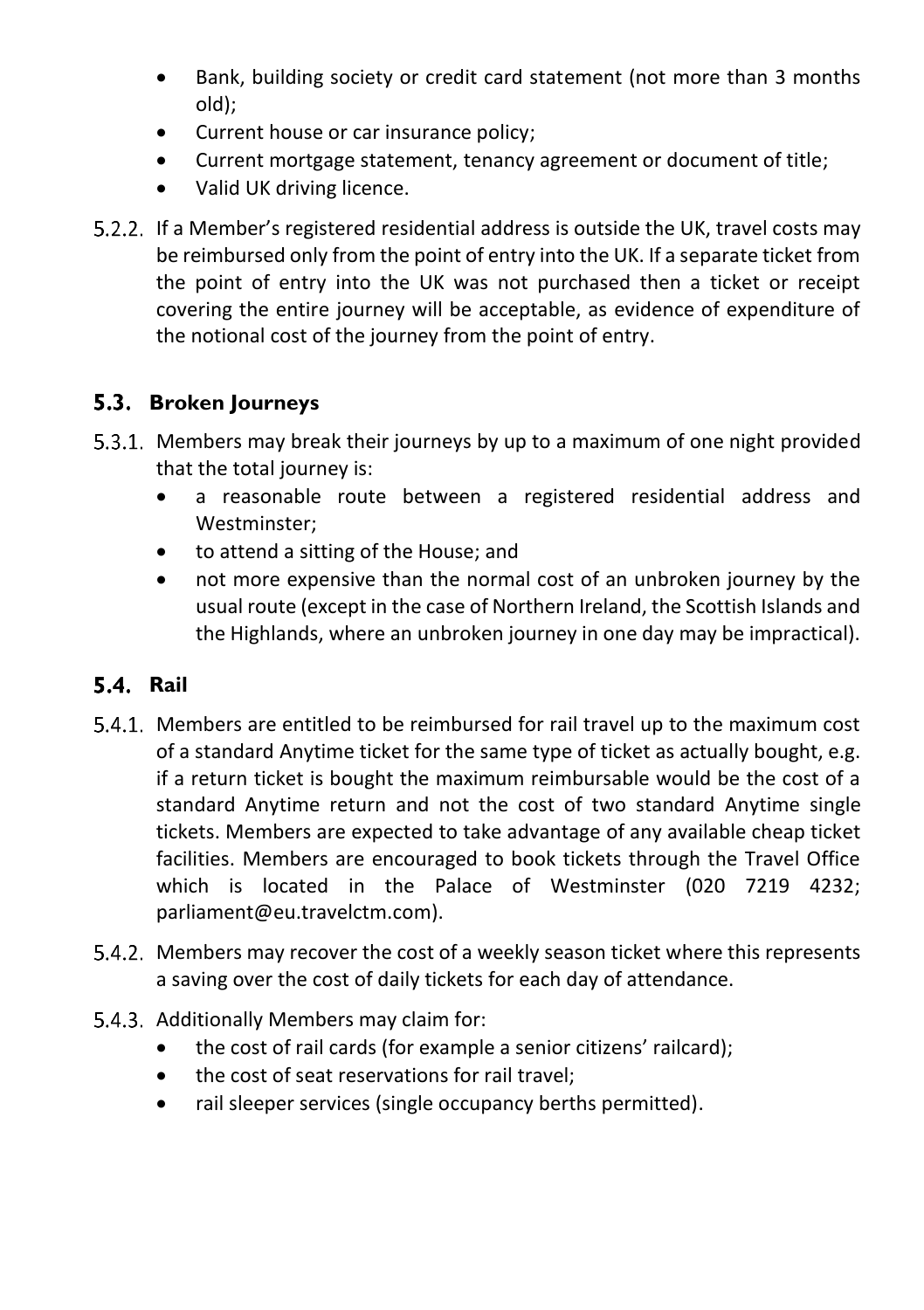- Bank, building society or credit card statement (not more than 3 months old);
- Current house or car insurance policy;
- Current mortgage statement, tenancy agreement or document of title;
- Valid UK driving licence.

5.2.2. If a Member's registered residential address is outside the UK, travel costs may be reimbursed only from the point of entry into the UK. If a separate ticket from the point of entry into the UK was not purchased then a ticket or receipt covering the entire journey will be acceptable, as evidence of expenditure of the notional cost of the journey from the point of entry.

## 5.3. Broken Journeys

5.3.1. Members may break their journeys by up to a maximum of one night provided that the total journey is:

- a reasonable route between a registered residential address and Westminster;
- to attend a sitting of the House; and
- not more expensive than the normal cost of an unbroken journey by the usual route (except in the case of Northern Ireland, the Scottish Islands and the Highlands, where an unbroken journey in one day may be impractical).

## 5.4. Rail

5.4.1. Members are entitled to be reimbursed for rail travel up to the maximum cost of a standard Anytime ticket for the same type of ticket as actually bought, e.g. if a return ticket is bought the maximum reimbursable would be the cost of a standard Anytime return and not the cost of two standard Anytime single tickets. Members are expected to take advantage of any available cheap ticket facilities. Members are encouraged to book tickets through the Travel Office which is located in the Palace of Westminster (020 7219 4232; parliament@eu.travelctm.com).

5.4.2. Members may recover the cost of a weekly season ticket where this represents a saving over the cost of daily tickets for each day of attendance.

5.4.3. Additionally Members may claim for:

- the cost of rail cards (for example a senior citizens' railcard);
- the cost of seat reservations for rail travel;
- rail sleeper services (single occupancy berths permitted).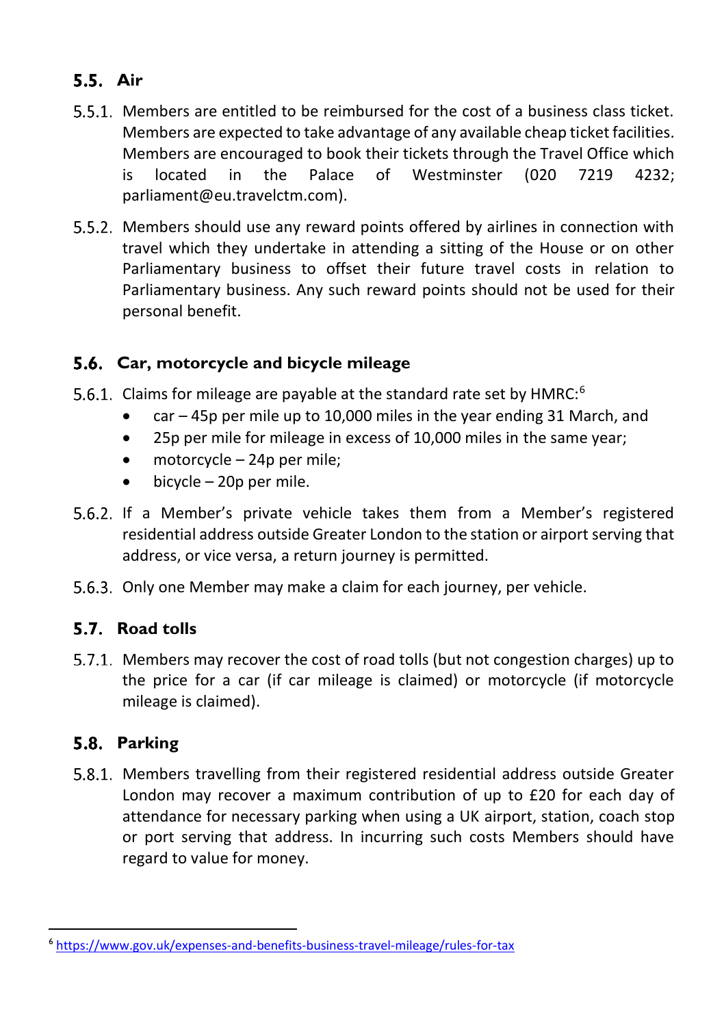### 5.5. Air

5.5.1. Members are entitled to be reimbursed for the cost of a business class ticket. Members are expected to take advantage of any available cheap ticket facilities. Members are encouraged to book their tickets through the Travel Office which is located in the Palace of Westminster (020 7219 4232; parliament@eu.travelctm.com).

5.5.2. Members should use any reward points offered by airlines in connection with travel which they undertake in attending a sitting of the House or on other Parliamentary business to offset their future travel costs in relation to Parliamentary business. Any such reward points should not be used for their personal benefit.

### 5.6. Car, motorcycle and bicycle mileage

5.6.1. Claims for mileage are payable at the standard rate set by HMRC:[6]

- car – 45p per mile up to 10,000 miles in the year ending 31 March, and
- 25p per mile for mileage in excess of 10,000 miles in the same year;
- motorcycle – 24p per mile;
- bicycle – 20p per mile.

5.6.2. If a Member's private vehicle takes them from a Member's registered residential address outside Greater London to the station or airport serving that address, or vice versa, a return journey is permitted.

5.6.3. Only one Member may make a claim for each journey, per vehicle.

### 5.7. Road tolls

5.7.1. Members may recover the cost of road tolls (but not congestion charges) up to the price for a car (if car mileage is claimed) or motorcycle (if motorcycle mileage is claimed).

### 5.8. Parking

5.8.1. Members travelling from their registered residential address outside Greater London may recover a maximum contribution of up to £20 for each day of attendance for necessary parking when using a UK airport, station, coach stop or port serving that address. In incurring such costs Members should have regard to value for money.

---

[6] https://www.gov.uk/expenses-and-benefits-business-travel-mileage/rules-for-tax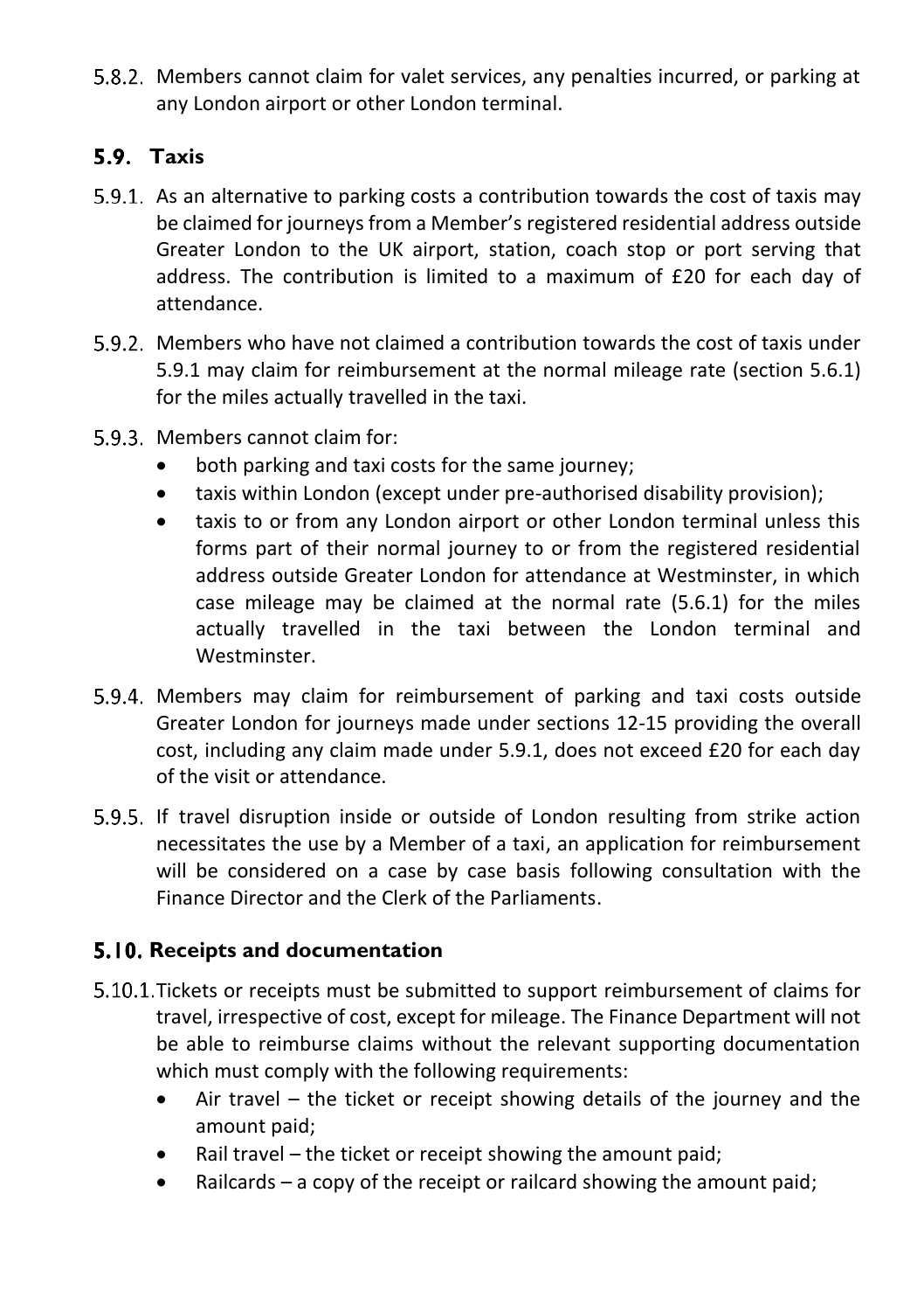5.8.2. Members cannot claim for valet services, any penalties incurred, or parking at any London airport or other London terminal.

## 5.9. Taxis

5.9.1. As an alternative to parking costs a contribution towards the cost of taxis may be claimed for journeys from a Member's registered residential address outside Greater London to the UK airport, station, coach stop or port serving that address. The contribution is limited to a maximum of £20 for each day of attendance.

5.9.2. Members who have not claimed a contribution towards the cost of taxis under 5.9.1 may claim for reimbursement at the normal mileage rate (section 5.6.1) for the miles actually travelled in the taxi.

5.9.3. Members cannot claim for:

- both parking and taxi costs for the same journey;
- taxis within London (except under pre-authorised disability provision);
- taxis to or from any London airport or other London terminal unless this forms part of their normal journey to or from the registered residential address outside Greater London for attendance at Westminster, in which case mileage may be claimed at the normal rate (5.6.1) for the miles actually travelled in the taxi between the London terminal and Westminster.

5.9.4. Members may claim for reimbursement of parking and taxi costs outside Greater London for journeys made under sections 12-15 providing the overall cost, including any claim made under 5.9.1, does not exceed £20 for each day of the visit or attendance.

5.9.5. If travel disruption inside or outside of London resulting from strike action necessitates the use by a Member of a taxi, an application for reimbursement will be considered on a case by case basis following consultation with the Finance Director and the Clerk of the Parliaments.

## 5.10. Receipts and documentation

5.10.1. Tickets or receipts must be submitted to support reimbursement of claims for travel, irrespective of cost, except for mileage. The Finance Department will not be able to reimburse claims without the relevant supporting documentation which must comply with the following requirements:

- Air travel – the ticket or receipt showing details of the journey and the amount paid;
- Rail travel – the ticket or receipt showing the amount paid;
- Railcards – a copy of the receipt or railcard showing the amount paid;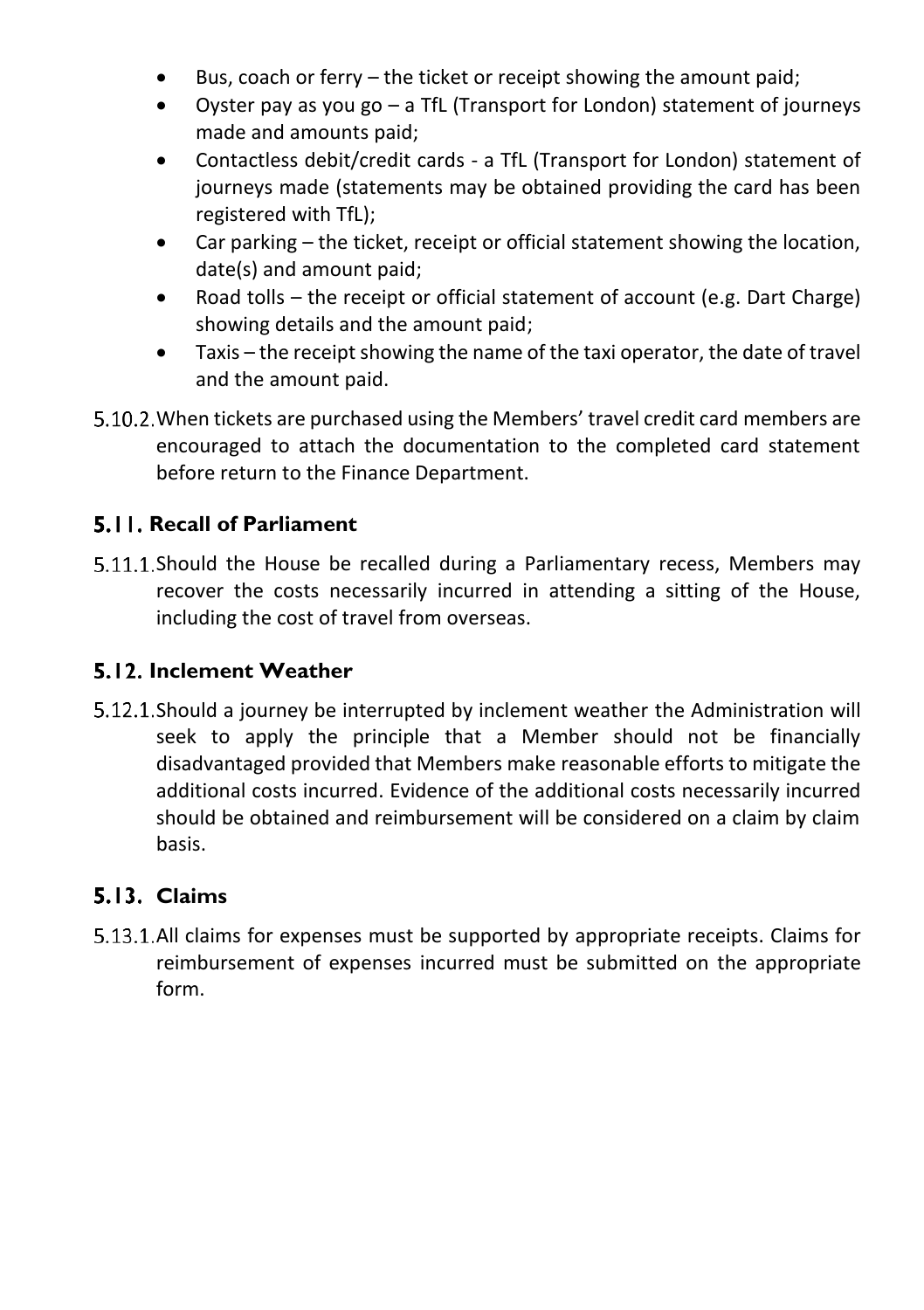- Bus, coach or ferry – the ticket or receipt showing the amount paid;
- Oyster pay as you go – a TfL (Transport for London) statement of journeys made and amounts paid;
- Contactless debit/credit cards - a TfL (Transport for London) statement of journeys made (statements may be obtained providing the card has been registered with TfL);
- Car parking – the ticket, receipt or official statement showing the location, date(s) and amount paid;
- Road tolls – the receipt or official statement of account (e.g. Dart Charge) showing details and the amount paid;
- Taxis – the receipt showing the name of the taxi operator, the date of travel and the amount paid.

5.10.2. When tickets are purchased using the Members' travel credit card members are encouraged to attach the documentation to the completed card statement before return to the Finance Department.

## 5.11. Recall of Parliament

5.11.1. Should the House be recalled during a Parliamentary recess, Members may recover the costs necessarily incurred in attending a sitting of the House, including the cost of travel from overseas.

## 5.12. Inclement Weather

5.12.1. Should a journey be interrupted by inclement weather the Administration will seek to apply the principle that a Member should not be financially disadvantaged provided that Members make reasonable efforts to mitigate the additional costs incurred. Evidence of the additional costs necessarily incurred should be obtained and reimbursement will be considered on a claim by claim basis.

## 5.13. Claims

5.13.1. All claims for expenses must be supported by appropriate receipts. Claims for reimbursement of expenses incurred must be submitted on the appropriate form.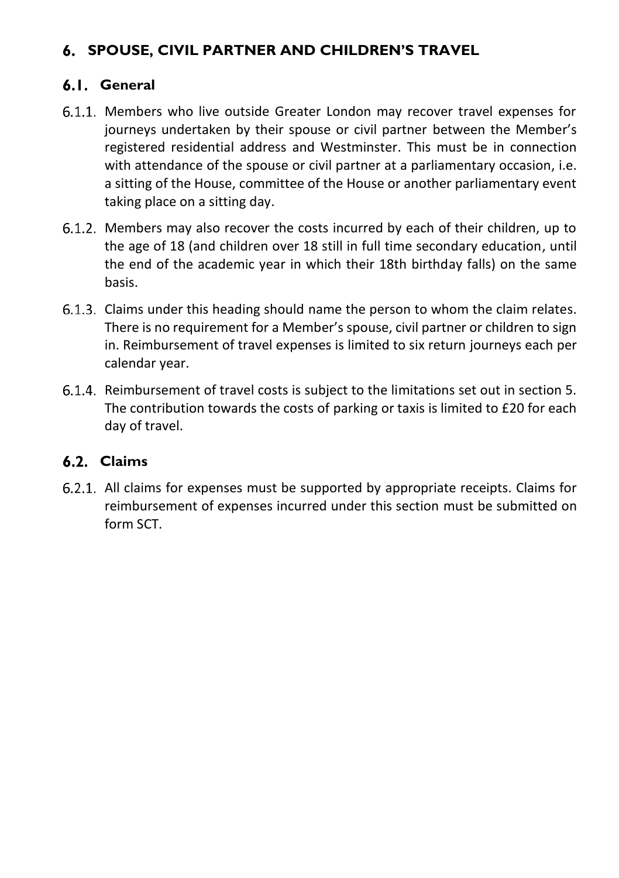# 6. SPOUSE, CIVIL PARTNER AND CHILDREN'S TRAVEL

## 6.1. General

6.1.1. Members who live outside Greater London may recover travel expenses for journeys undertaken by their spouse or civil partner between the Member's registered residential address and Westminster. This must be in connection with attendance of the spouse or civil partner at a parliamentary occasion, i.e. a sitting of the House, committee of the House or another parliamentary event taking place on a sitting day.

6.1.2. Members may also recover the costs incurred by each of their children, up to the age of 18 (and children over 18 still in full time secondary education, until the end of the academic year in which their 18th birthday falls) on the same basis.

6.1.3. Claims under this heading should name the person to whom the claim relates. There is no requirement for a Member's spouse, civil partner or children to sign in. Reimbursement of travel expenses is limited to six return journeys each per calendar year.

6.1.4. Reimbursement of travel costs is subject to the limitations set out in section 5. The contribution towards the costs of parking or taxis is limited to £20 for each day of travel.

## 6.2. Claims

6.2.1. All claims for expenses must be supported by appropriate receipts. Claims for reimbursement of expenses incurred under this section must be submitted on form SCT.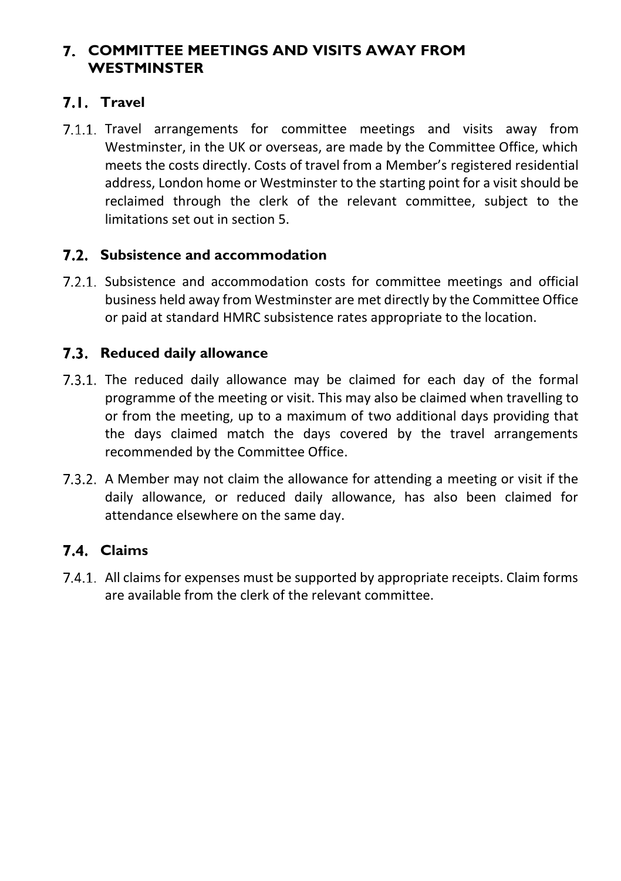## 7. COMMITTEE MEETINGS AND VISITS AWAY FROM WESTMINSTER

### 7.1. Travel

7.1.1. Travel arrangements for committee meetings and visits away from Westminster, in the UK or overseas, are made by the Committee Office, which meets the costs directly. Costs of travel from a Member's registered residential address, London home or Westminster to the starting point for a visit should be reclaimed through the clerk of the relevant committee, subject to the limitations set out in section 5.

### 7.2. Subsistence and accommodation

7.2.1. Subsistence and accommodation costs for committee meetings and official business held away from Westminster are met directly by the Committee Office or paid at standard HMRC subsistence rates appropriate to the location.

### 7.3. Reduced daily allowance

7.3.1. The reduced daily allowance may be claimed for each day of the formal programme of the meeting or visit. This may also be claimed when travelling to or from the meeting, up to a maximum of two additional days providing that the days claimed match the days covered by the travel arrangements recommended by the Committee Office.

7.3.2. A Member may not claim the allowance for attending a meeting or visit if the daily allowance, or reduced daily allowance, has also been claimed for attendance elsewhere on the same day.

### 7.4. Claims

7.4.1. All claims for expenses must be supported by appropriate receipts. Claim forms are available from the clerk of the relevant committee.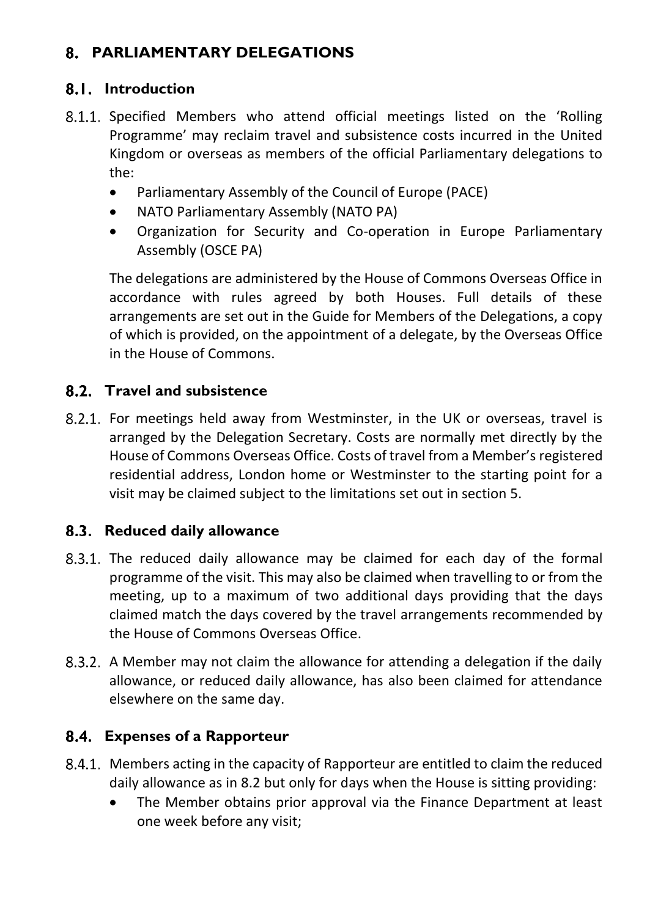# 8. PARLIAMENTARY DELEGATIONS

## 8.1. Introduction

8.1.1. Specified Members who attend official meetings listed on the 'Rolling Programme' may reclaim travel and subsistence costs incurred in the United Kingdom or overseas as members of the official Parliamentary delegations to the:

- Parliamentary Assembly of the Council of Europe (PACE)
- NATO Parliamentary Assembly (NATO PA)
- Organization for Security and Co-operation in Europe Parliamentary Assembly (OSCE PA)

The delegations are administered by the House of Commons Overseas Office in accordance with rules agreed by both Houses. Full details of these arrangements are set out in the Guide for Members of the Delegations, a copy of which is provided, on the appointment of a delegate, by the Overseas Office in the House of Commons.

## 8.2. Travel and subsistence

8.2.1. For meetings held away from Westminster, in the UK or overseas, travel is arranged by the Delegation Secretary. Costs are normally met directly by the House of Commons Overseas Office. Costs of travel from a Member's registered residential address, London home or Westminster to the starting point for a visit may be claimed subject to the limitations set out in section 5.

## 8.3. Reduced daily allowance

8.3.1. The reduced daily allowance may be claimed for each day of the formal programme of the visit. This may also be claimed when travelling to or from the meeting, up to a maximum of two additional days providing that the days claimed match the days covered by the travel arrangements recommended by the House of Commons Overseas Office.

8.3.2. A Member may not claim the allowance for attending a delegation if the daily allowance, or reduced daily allowance, has also been claimed for attendance elsewhere on the same day.

## 8.4. Expenses of a Rapporteur

8.4.1. Members acting in the capacity of Rapporteur are entitled to claim the reduced daily allowance as in 8.2 but only for days when the House is sitting providing:

- The Member obtains prior approval via the Finance Department at least one week before any visit;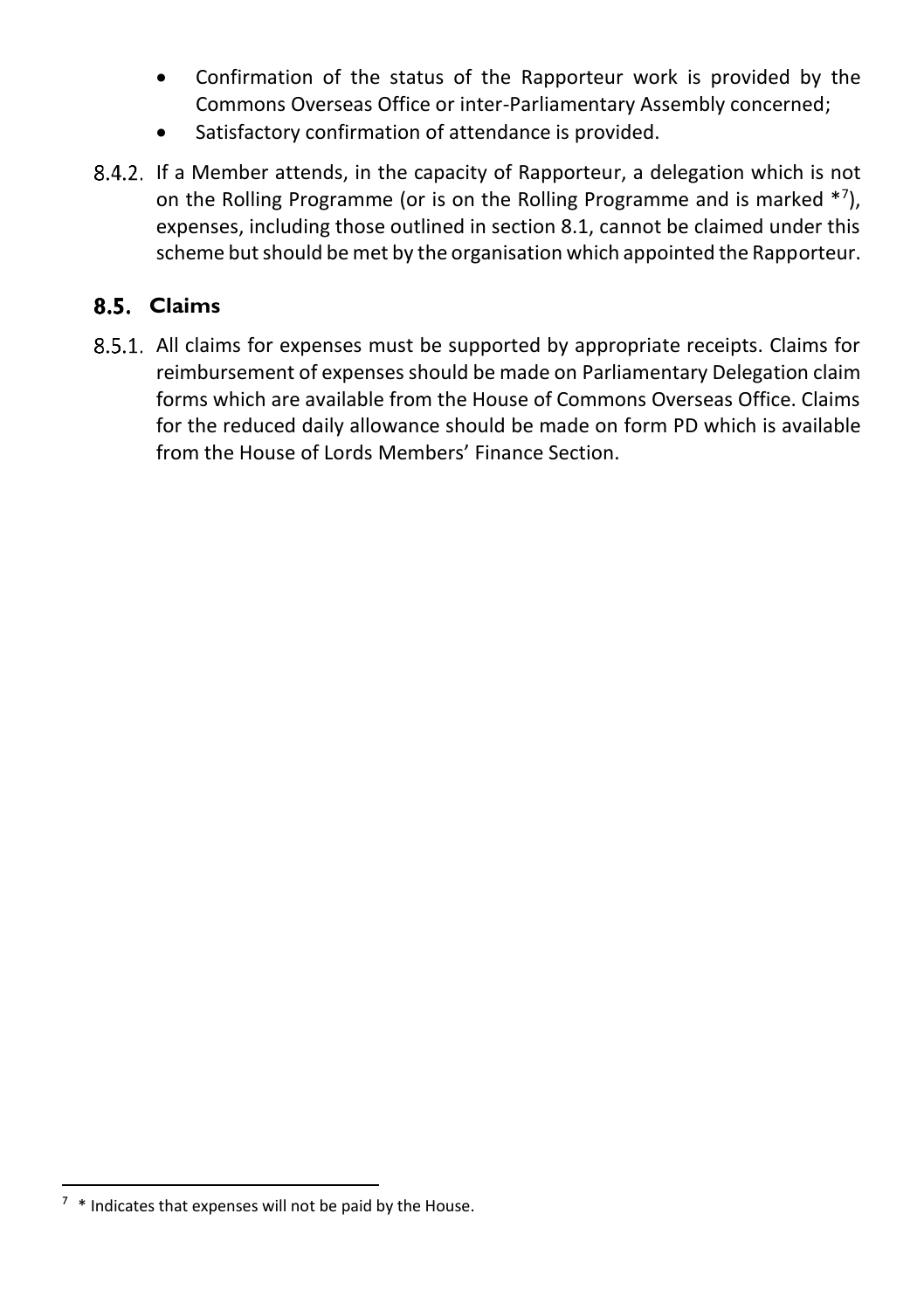- Confirmation of the status of the Rapporteur work is provided by the Commons Overseas Office or inter-Parliamentary Assembly concerned;
- Satisfactory confirmation of attendance is provided.

8.4.2. If a Member attends, in the capacity of Rapporteur, a delegation which is not on the Rolling Programme (or is on the Rolling Programme and is marked *[7]), expenses, including those outlined in section 8.1, cannot be claimed under this scheme but should be met by the organisation which appointed the Rapporteur.

## 8.5. Claims

8.5.1. All claims for expenses must be supported by appropriate receipts. Claims for reimbursement of expenses should be made on Parliamentary Delegation claim forms which are available from the House of Commons Overseas Office. Claims for the reduced daily allowance should be made on form PD which is available from the House of Lords Members' Finance Section.

[7] * Indicates that expenses will not be paid by the House.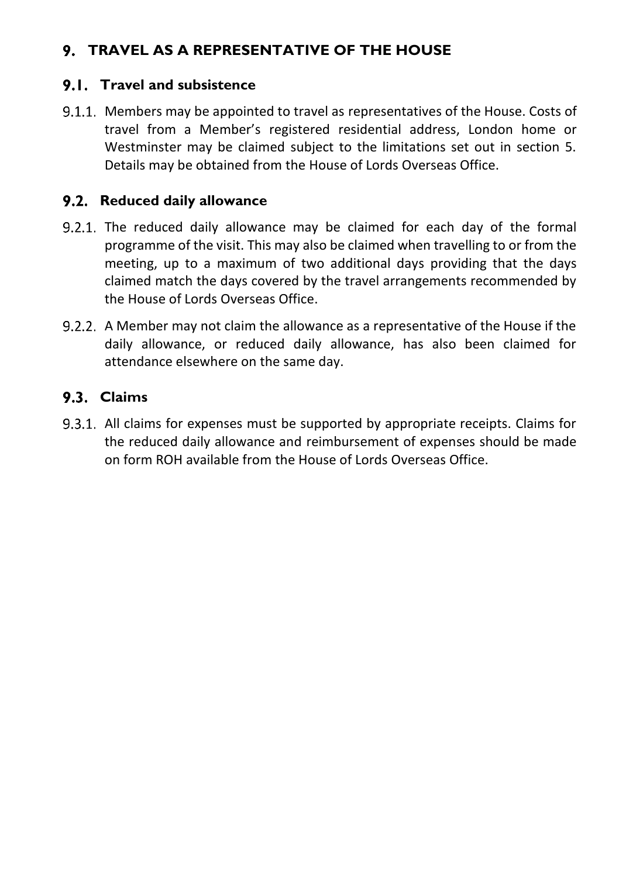# 9. TRAVEL AS A REPRESENTATIVE OF THE HOUSE

## 9.1. Travel and subsistence

9.1.1. Members may be appointed to travel as representatives of the House. Costs of travel from a Member's registered residential address, London home or Westminster may be claimed subject to the limitations set out in section 5. Details may be obtained from the House of Lords Overseas Office.

## 9.2. Reduced daily allowance

9.2.1. The reduced daily allowance may be claimed for each day of the formal programme of the visit. This may also be claimed when travelling to or from the meeting, up to a maximum of two additional days providing that the days claimed match the days covered by the travel arrangements recommended by the House of Lords Overseas Office.

9.2.2. A Member may not claim the allowance as a representative of the House if the daily allowance, or reduced daily allowance, has also been claimed for attendance elsewhere on the same day.

## 9.3. Claims

9.3.1. All claims for expenses must be supported by appropriate receipts. Claims for the reduced daily allowance and reimbursement of expenses should be made on form ROH available from the House of Lords Overseas Office.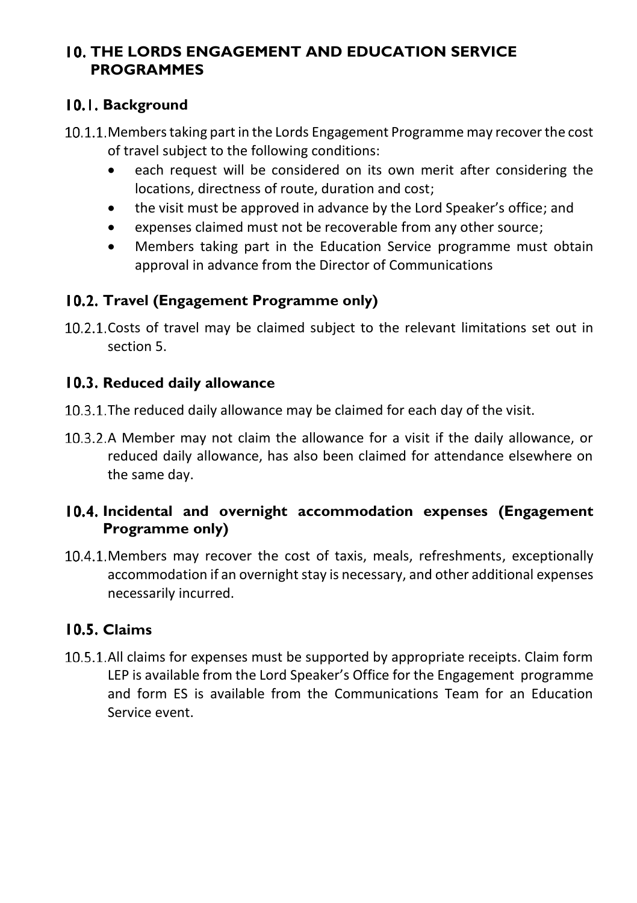# 10. THE LORDS ENGAGEMENT AND EDUCATION SERVICE PROGRAMMES

## 10.1. Background

10.1.1. Members taking part in the Lords Engagement Programme may recover the cost of travel subject to the following conditions:

- each request will be considered on its own merit after considering the locations, directness of route, duration and cost;
- the visit must be approved in advance by the Lord Speaker's office; and
- expenses claimed must not be recoverable from any other source;
- Members taking part in the Education Service programme must obtain approval in advance from the Director of Communications

## 10.2. Travel (Engagement Programme only)

10.2.1. Costs of travel may be claimed subject to the relevant limitations set out in section 5.

## 10.3. Reduced daily allowance

10.3.1. The reduced daily allowance may be claimed for each day of the visit.

10.3.2. A Member may not claim the allowance for a visit if the daily allowance, or reduced daily allowance, has also been claimed for attendance elsewhere on the same day.

## 10.4. Incidental and overnight accommodation expenses (Engagement Programme only)

10.4.1. Members may recover the cost of taxis, meals, refreshments, exceptionally accommodation if an overnight stay is necessary, and other additional expenses necessarily incurred.

## 10.5. Claims

10.5.1. All claims for expenses must be supported by appropriate receipts. Claim form LEP is available from the Lord Speaker's Office for the Engagement programme and form ES is available from the Communications Team for an Education Service event.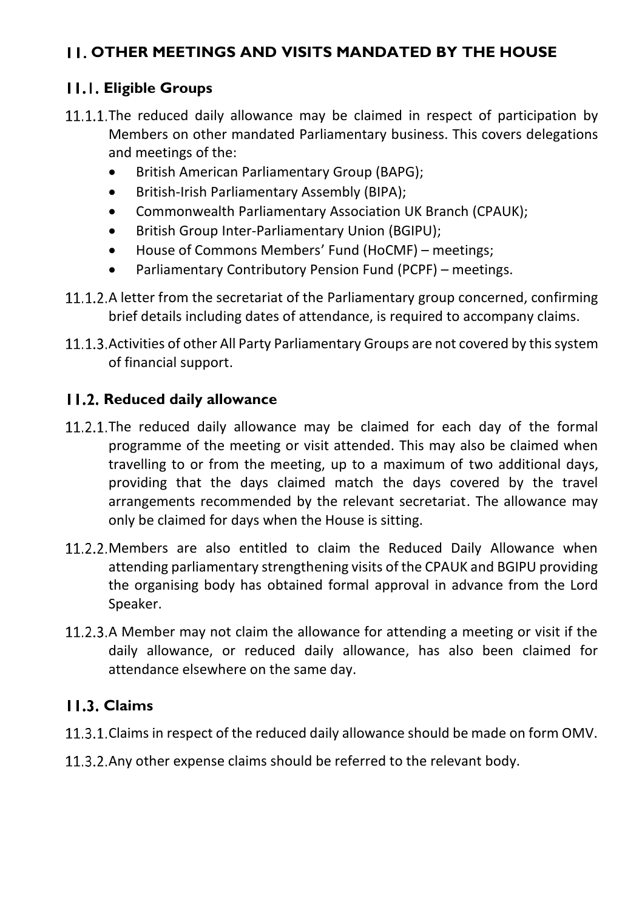## 11. OTHER MEETINGS AND VISITS MANDATED BY THE HOUSE

### 11.1. Eligible Groups

11.1.1. The reduced daily allowance may be claimed in respect of participation by Members on other mandated Parliamentary business. This covers delegations and meetings of the:

- British American Parliamentary Group (BAPG);
- British-Irish Parliamentary Assembly (BIPA);
- Commonwealth Parliamentary Association UK Branch (CPAUK);
- British Group Inter-Parliamentary Union (BGIPU);
- House of Commons Members' Fund (HoCMF) – meetings;
- Parliamentary Contributory Pension Fund (PCPF) – meetings.

11.1.2. A letter from the secretariat of the Parliamentary group concerned, confirming brief details including dates of attendance, is required to accompany claims.

11.1.3. Activities of other All Party Parliamentary Groups are not covered by this system of financial support.

### 11.2. Reduced daily allowance

11.2.1. The reduced daily allowance may be claimed for each day of the formal programme of the meeting or visit attended. This may also be claimed when travelling to or from the meeting, up to a maximum of two additional days, providing that the days claimed match the days covered by the travel arrangements recommended by the relevant secretariat. The allowance may only be claimed for days when the House is sitting.

11.2.2. Members are also entitled to claim the Reduced Daily Allowance when attending parliamentary strengthening visits of the CPAUK and BGIPU providing the organising body has obtained formal approval in advance from the Lord Speaker.

11.2.3. A Member may not claim the allowance for attending a meeting or visit if the daily allowance, or reduced daily allowance, has also been claimed for attendance elsewhere on the same day.

### 11.3. Claims

11.3.1. Claims in respect of the reduced daily allowance should be made on form OMV.

11.3.2. Any other expense claims should be referred to the relevant body.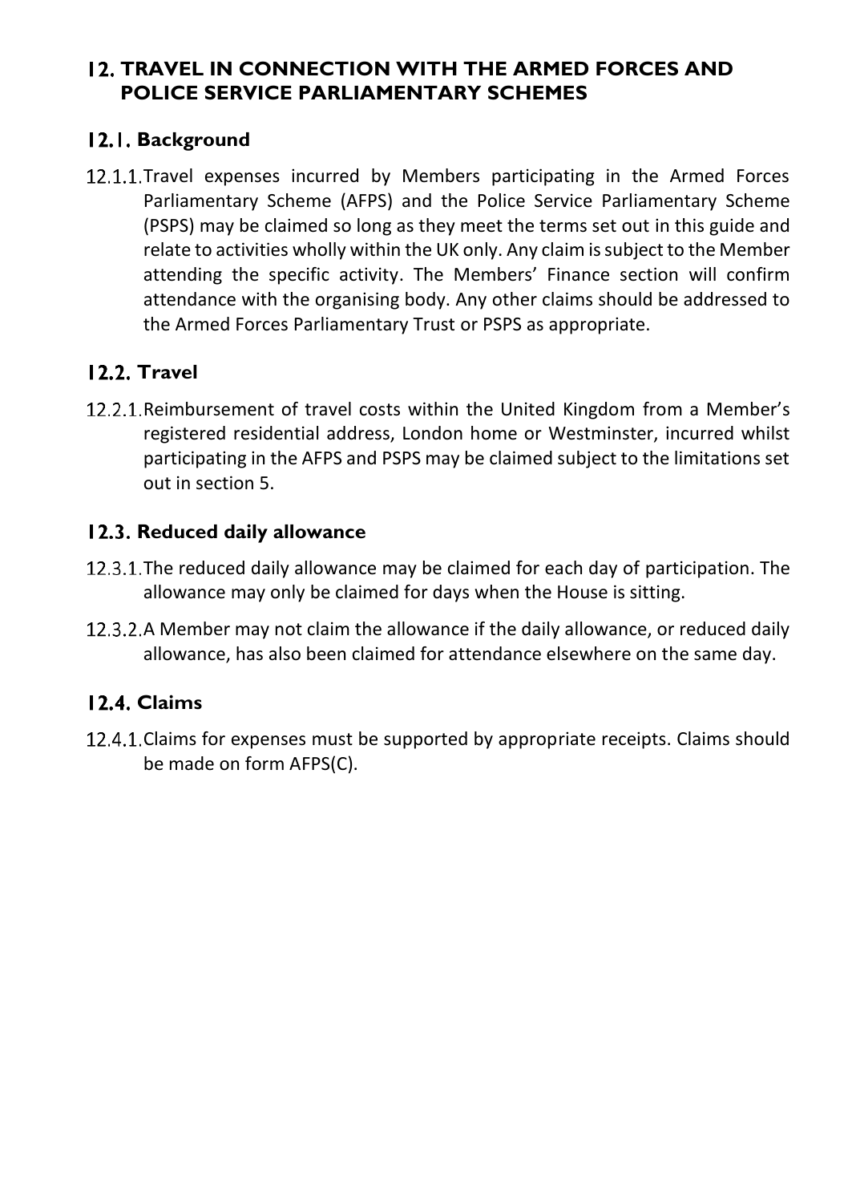# 12. TRAVEL IN CONNECTION WITH THE ARMED FORCES AND POLICE SERVICE PARLIAMENTARY SCHEMES

## 12.1. Background

12.1.1. Travel expenses incurred by Members participating in the Armed Forces Parliamentary Scheme (AFPS) and the Police Service Parliamentary Scheme (PSPS) may be claimed so long as they meet the terms set out in this guide and relate to activities wholly within the UK only. Any claim is subject to the Member attending the specific activity. The Members' Finance section will confirm attendance with the organising body. Any other claims should be addressed to the Armed Forces Parliamentary Trust or PSPS as appropriate.

## 12.2. Travel

12.2.1. Reimbursement of travel costs within the United Kingdom from a Member's registered residential address, London home or Westminster, incurred whilst participating in the AFPS and PSPS may be claimed subject to the limitations set out in section 5.

## 12.3. Reduced daily allowance

12.3.1. The reduced daily allowance may be claimed for each day of participation. The allowance may only be claimed for days when the House is sitting.

12.3.2. A Member may not claim the allowance if the daily allowance, or reduced daily allowance, has also been claimed for attendance elsewhere on the same day.

## 12.4. Claims

12.4.1. Claims for expenses must be supported by appropriate receipts. Claims should be made on form AFPS(C).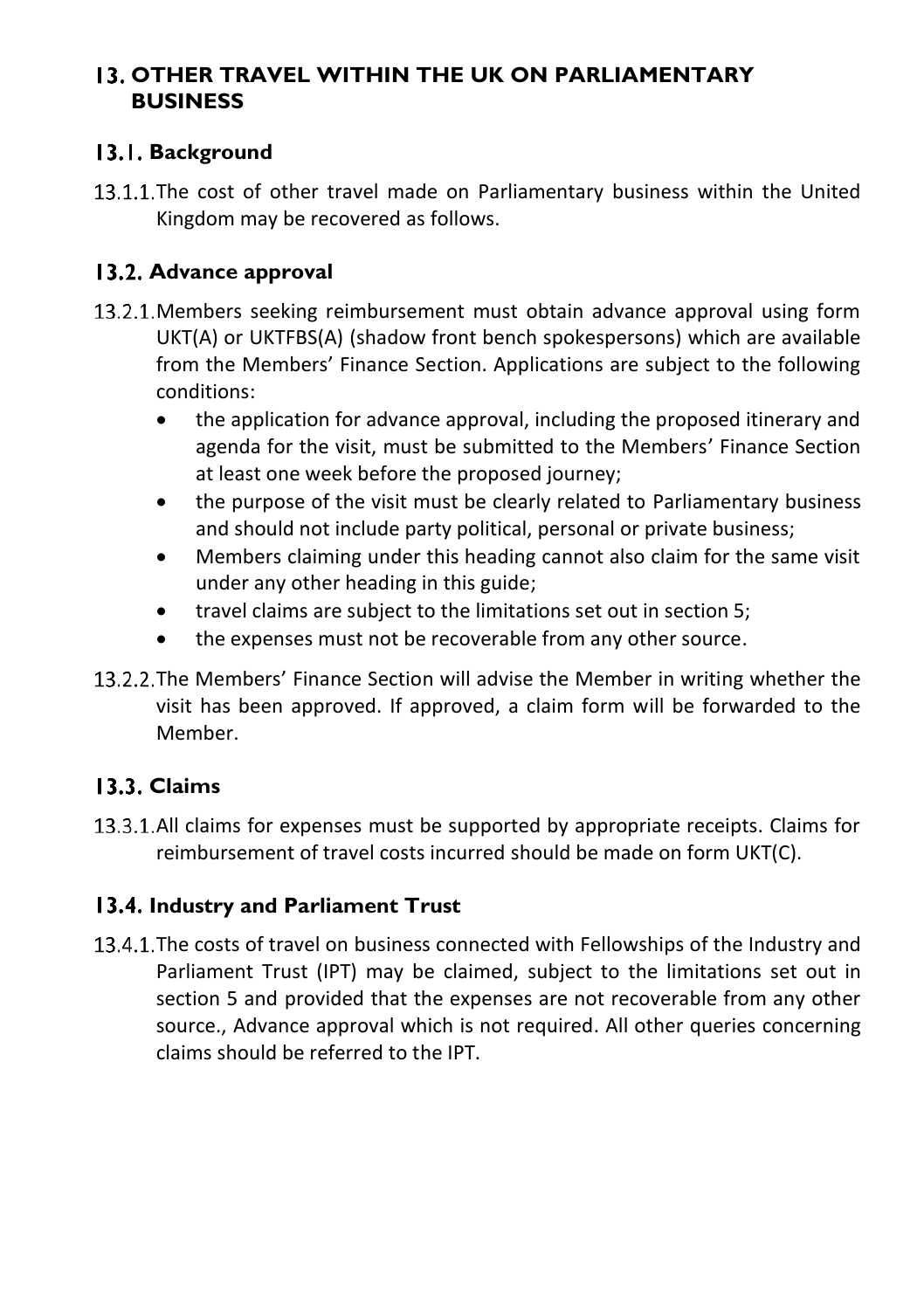# 13. OTHER TRAVEL WITHIN THE UK ON PARLIAMENTARY BUSINESS

## 13.1. Background

13.1.1. The cost of other travel made on Parliamentary business within the United Kingdom may be recovered as follows.

## 13.2. Advance approval

13.2.1. Members seeking reimbursement must obtain advance approval using form UKT(A) or UKTFBS(A) (shadow front bench spokespersons) which are available from the Members' Finance Section. Applications are subject to the following conditions:

- the application for advance approval, including the proposed itinerary and agenda for the visit, must be submitted to the Members' Finance Section at least one week before the proposed journey;
- the purpose of the visit must be clearly related to Parliamentary business and should not include party political, personal or private business;
- Members claiming under this heading cannot also claim for the same visit under any other heading in this guide;
- travel claims are subject to the limitations set out in section 5;
- the expenses must not be recoverable from any other source.

13.2.2. The Members' Finance Section will advise the Member in writing whether the visit has been approved. If approved, a claim form will be forwarded to the Member.

## 13.3. Claims

13.3.1. All claims for expenses must be supported by appropriate receipts. Claims for reimbursement of travel costs incurred should be made on form UKT(C).

## 13.4. Industry and Parliament Trust

13.4.1. The costs of travel on business connected with Fellowships of the Industry and Parliament Trust (IPT) may be claimed, subject to the limitations set out in section 5 and provided that the expenses are not recoverable from any other source., Advance approval which is not required. All other queries concerning claims should be referred to the IPT.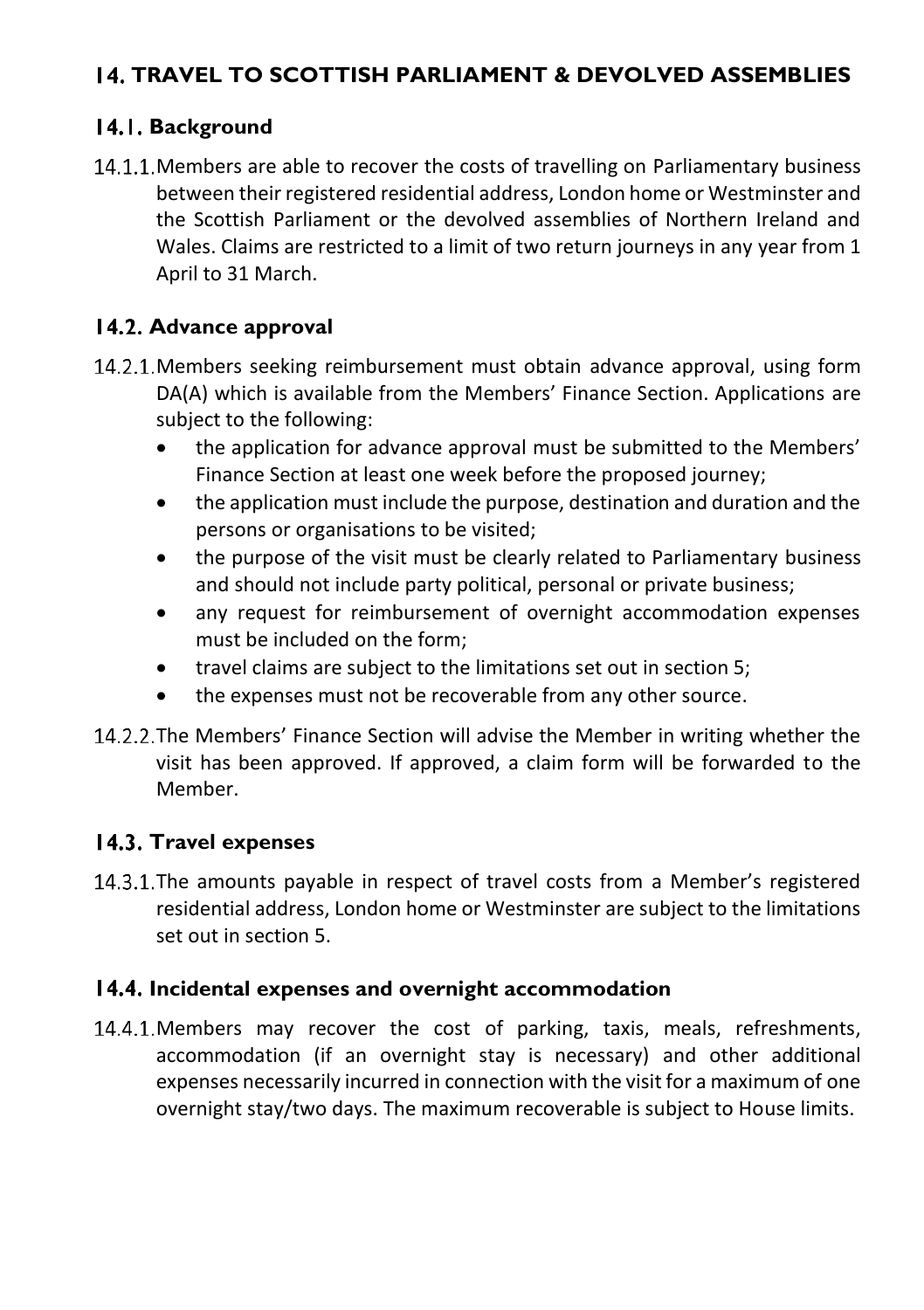# 14. TRAVEL TO SCOTTISH PARLIAMENT & DEVOLVED ASSEMBLIES

## 14.1. Background

14.1.1. Members are able to recover the costs of travelling on Parliamentary business between their registered residential address, London home or Westminster and the Scottish Parliament or the devolved assemblies of Northern Ireland and Wales. Claims are restricted to a limit of two return journeys in any year from 1 April to 31 March.

## 14.2. Advance approval

14.2.1. Members seeking reimbursement must obtain advance approval, using form DA(A) which is available from the Members' Finance Section. Applications are subject to the following:

- the application for advance approval must be submitted to the Members' Finance Section at least one week before the proposed journey;
- the application must include the purpose, destination and duration and the persons or organisations to be visited;
- the purpose of the visit must be clearly related to Parliamentary business and should not include party political, personal or private business;
- any request for reimbursement of overnight accommodation expenses must be included on the form;
- travel claims are subject to the limitations set out in section 5;
- the expenses must not be recoverable from any other source.

14.2.2. The Members' Finance Section will advise the Member in writing whether the visit has been approved. If approved, a claim form will be forwarded to the Member.

## 14.3. Travel expenses

14.3.1. The amounts payable in respect of travel costs from a Member's registered residential address, London home or Westminster are subject to the limitations set out in section 5.

## 14.4. Incidental expenses and overnight accommodation

14.4.1. Members may recover the cost of parking, taxis, meals, refreshments, accommodation (if an overnight stay is necessary) and other additional expenses necessarily incurred in connection with the visit for a maximum of one overnight stay/two days. The maximum recoverable is subject to House limits.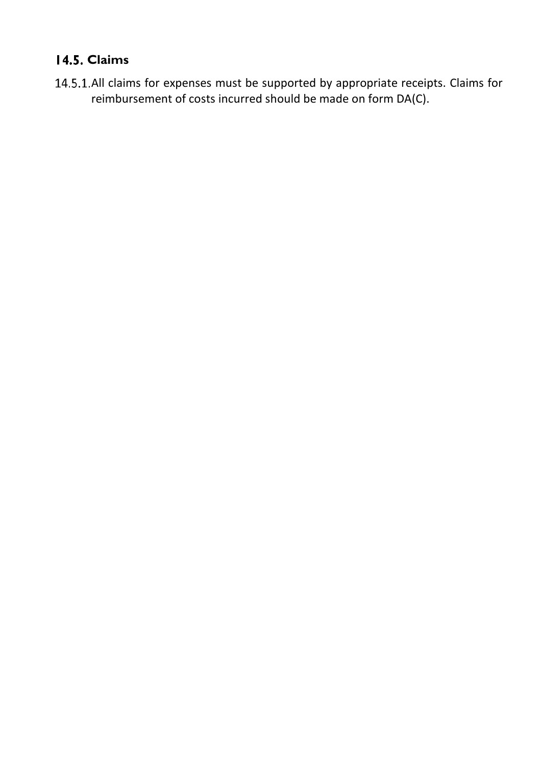### 14.5. Claims

14.5.1. All claims for expenses must be supported by appropriate receipts. Claims for reimbursement of costs incurred should be made on form DA(C).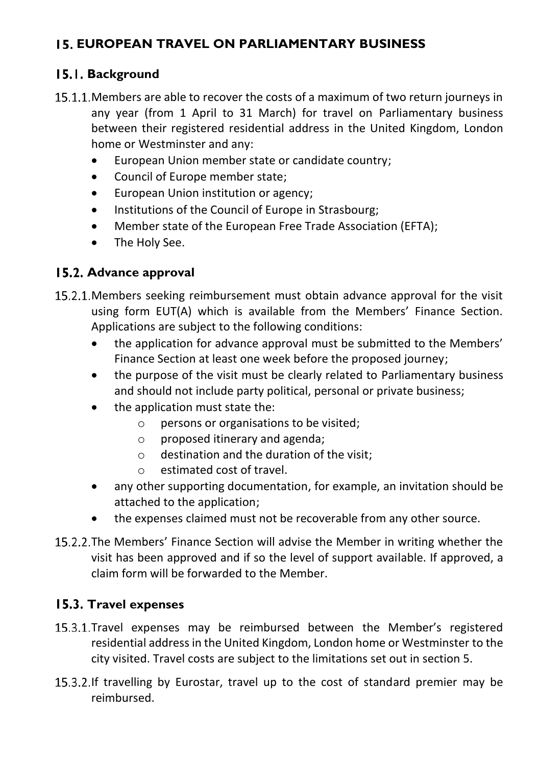# 15. EUROPEAN TRAVEL ON PARLIAMENTARY BUSINESS

## 15.1. Background

15.1.1. Members are able to recover the costs of a maximum of two return journeys in any year (from 1 April to 31 March) for travel on Parliamentary business between their registered residential address in the United Kingdom, London home or Westminster and any:

- European Union member state or candidate country;
- Council of Europe member state;
- European Union institution or agency;
- Institutions of the Council of Europe in Strasbourg;
- Member state of the European Free Trade Association (EFTA);
- The Holy See.

## 15.2. Advance approval

15.2.1. Members seeking reimbursement must obtain advance approval for the visit using form EUT(A) which is available from the Members' Finance Section. Applications are subject to the following conditions:

- the application for advance approval must be submitted to the Members' Finance Section at least one week before the proposed journey;
- the purpose of the visit must be clearly related to Parliamentary business and should not include party political, personal or private business;
- the application must state the:
    - persons or organisations to be visited;
    - proposed itinerary and agenda;
    - destination and the duration of the visit;
    - estimated cost of travel.
- any other supporting documentation, for example, an invitation should be attached to the application;
- the expenses claimed must not be recoverable from any other source.

15.2.2. The Members' Finance Section will advise the Member in writing whether the visit has been approved and if so the level of support available. If approved, a claim form will be forwarded to the Member.

## 15.3. Travel expenses

15.3.1. Travel expenses may be reimbursed between the Member's registered residential address in the United Kingdom, London home or Westminster to the city visited. Travel costs are subject to the limitations set out in section 5.

15.3.2. If travelling by Eurostar, travel up to the cost of standard premier may be reimbursed.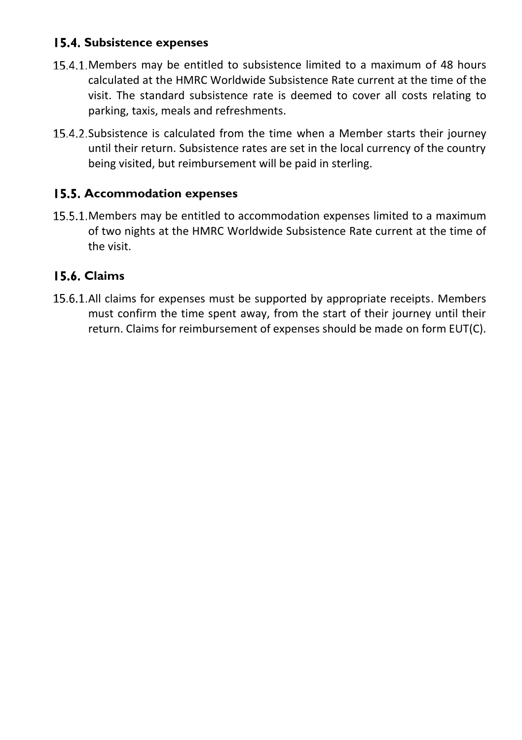### 15.4. Subsistence expenses

15.4.1. Members may be entitled to subsistence limited to a maximum of 48 hours calculated at the HMRC Worldwide Subsistence Rate current at the time of the visit. The standard subsistence rate is deemed to cover all costs relating to parking, taxis, meals and refreshments.

15.4.2. Subsistence is calculated from the time when a Member starts their journey until their return. Subsistence rates are set in the local currency of the country being visited, but reimbursement will be paid in sterling.

### 15.5. Accommodation expenses

15.5.1. Members may be entitled to accommodation expenses limited to a maximum of two nights at the HMRC Worldwide Subsistence Rate current at the time of the visit.

### 15.6. Claims

15.6.1. All claims for expenses must be supported by appropriate receipts. Members must confirm the time spent away, from the start of their journey until their return. Claims for reimbursement of expenses should be made on form EUT(C).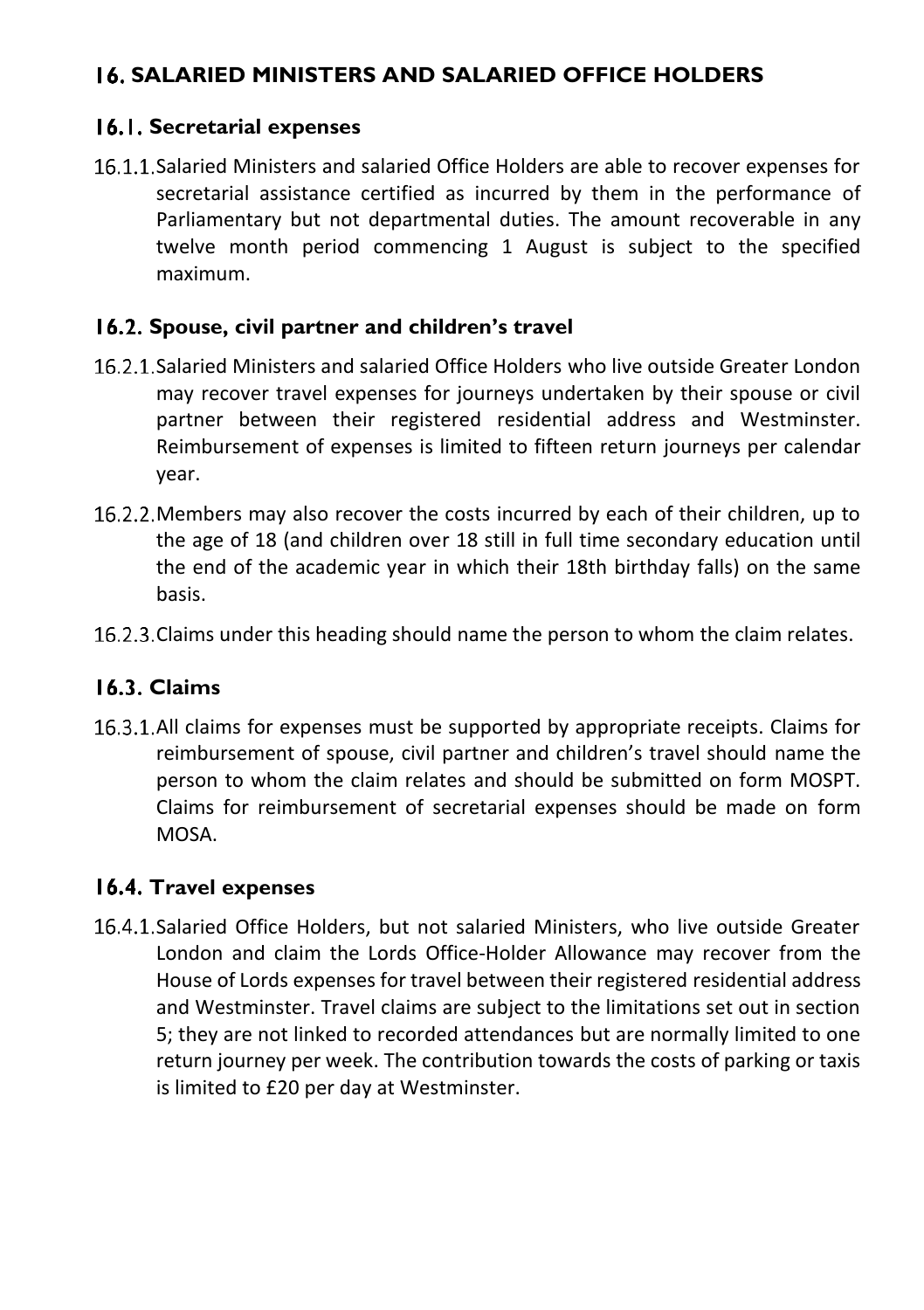# 16. SALARIED MINISTERS AND SALARIED OFFICE HOLDERS

## 16.1. Secretarial expenses

16.1.1. Salaried Ministers and salaried Office Holders are able to recover expenses for secretarial assistance certified as incurred by them in the performance of Parliamentary but not departmental duties. The amount recoverable in any twelve month period commencing 1 August is subject to the specified maximum.

## 16.2. Spouse, civil partner and children's travel

16.2.1. Salaried Ministers and salaried Office Holders who live outside Greater London may recover travel expenses for journeys undertaken by their spouse or civil partner between their registered residential address and Westminster. Reimbursement of expenses is limited to fifteen return journeys per calendar year.

16.2.2. Members may also recover the costs incurred by each of their children, up to the age of 18 (and children over 18 still in full time secondary education until the end of the academic year in which their 18th birthday falls) on the same basis.

16.2.3. Claims under this heading should name the person to whom the claim relates.

## 16.3. Claims

16.3.1. All claims for expenses must be supported by appropriate receipts. Claims for reimbursement of spouse, civil partner and children's travel should name the person to whom the claim relates and should be submitted on form MOSPT. Claims for reimbursement of secretarial expenses should be made on form MOSA.

## 16.4. Travel expenses

16.4.1. Salaried Office Holders, but not salaried Ministers, who live outside Greater London and claim the Lords Office-Holder Allowance may recover from the House of Lords expenses for travel between their registered residential address and Westminster. Travel claims are subject to the limitations set out in section 5; they are not linked to recorded attendances but are normally limited to one return journey per week. The contribution towards the costs of parking or taxis is limited to £20 per day at Westminster.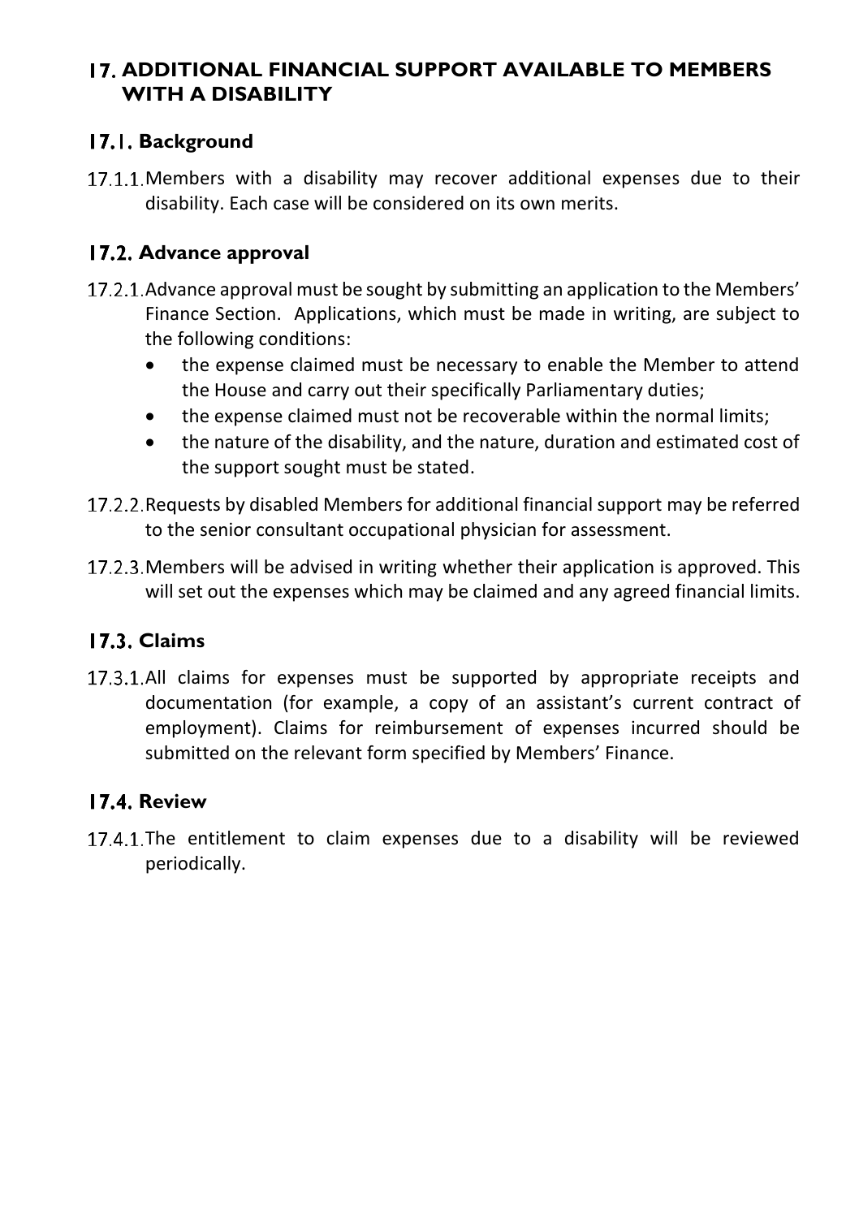# 17. ADDITIONAL FINANCIAL SUPPORT AVAILABLE TO MEMBERS WITH A DISABILITY

## 17.1. Background

17.1.1. Members with a disability may recover additional expenses due to their disability. Each case will be considered on its own merits.

## 17.2. Advance approval

17.2.1. Advance approval must be sought by submitting an application to the Members' Finance Section. Applications, which must be made in writing, are subject to the following conditions:

- the expense claimed must be necessary to enable the Member to attend the House and carry out their specifically Parliamentary duties;
- the expense claimed must not be recoverable within the normal limits;
- the nature of the disability, and the nature, duration and estimated cost of the support sought must be stated.

17.2.2. Requests by disabled Members for additional financial support may be referred to the senior consultant occupational physician for assessment.

17.2.3. Members will be advised in writing whether their application is approved. This will set out the expenses which may be claimed and any agreed financial limits.

## 17.3. Claims

17.3.1. All claims for expenses must be supported by appropriate receipts and documentation (for example, a copy of an assistant's current contract of employment). Claims for reimbursement of expenses incurred should be submitted on the relevant form specified by Members' Finance.

## 17.4. Review

17.4.1. The entitlement to claim expenses due to a disability will be reviewed periodically.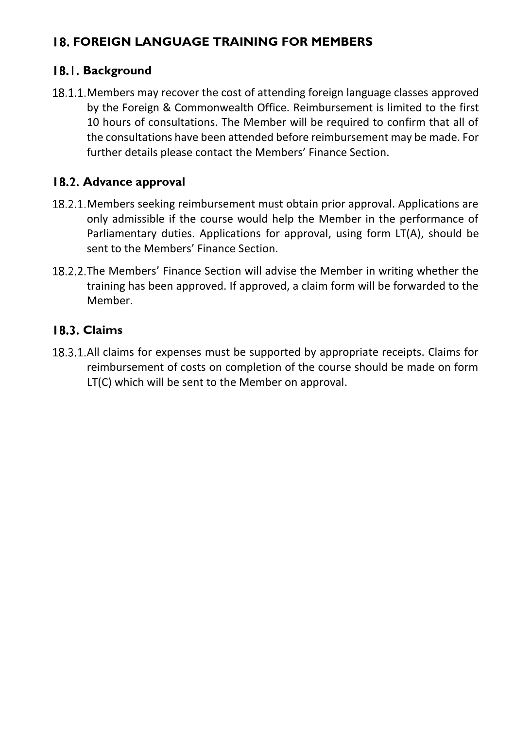## 18. FOREIGN LANGUAGE TRAINING FOR MEMBERS

### 18.1. Background

18.1.1. Members may recover the cost of attending foreign language classes approved by the Foreign & Commonwealth Office. Reimbursement is limited to the first 10 hours of consultations. The Member will be required to confirm that all of the consultations have been attended before reimbursement may be made. For further details please contact the Members' Finance Section.

### 18.2. Advance approval

18.2.1. Members seeking reimbursement must obtain prior approval. Applications are only admissible if the course would help the Member in the performance of Parliamentary duties. Applications for approval, using form LT(A), should be sent to the Members' Finance Section.

18.2.2. The Members' Finance Section will advise the Member in writing whether the training has been approved. If approved, a claim form will be forwarded to the Member.

### 18.3. Claims

18.3.1. All claims for expenses must be supported by appropriate receipts. Claims for reimbursement of costs on completion of the course should be made on form LT(C) which will be sent to the Member on approval.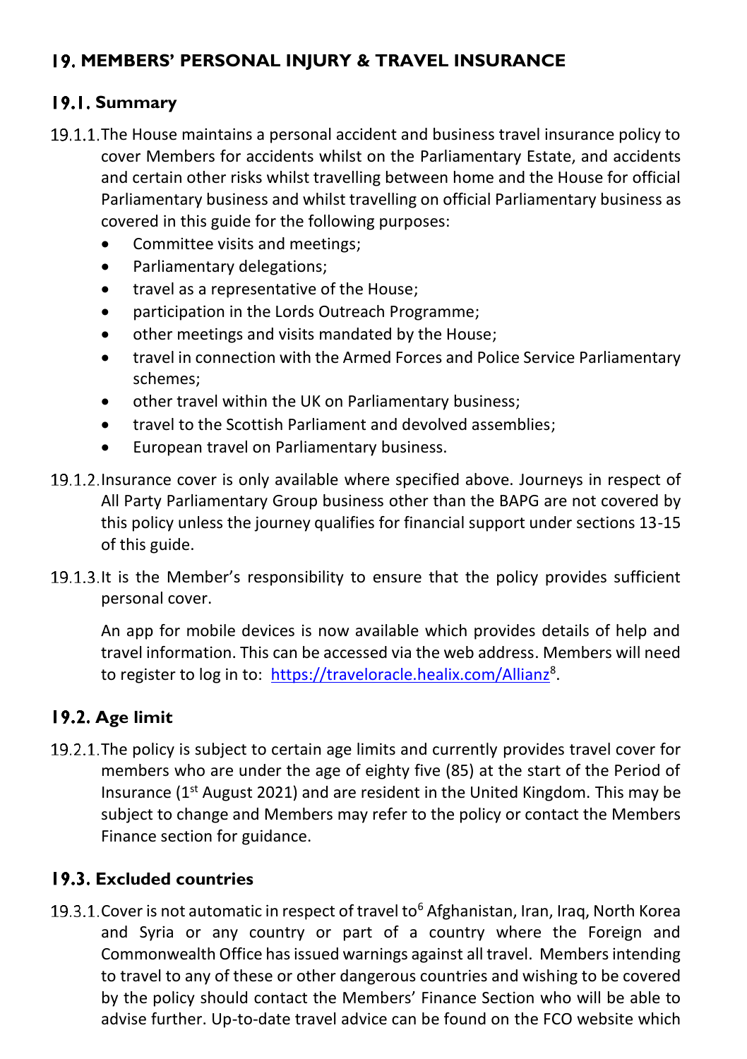## 19. MEMBERS' PERSONAL INJURY & TRAVEL INSURANCE

### 19.1. Summary

19.1.1. The House maintains a personal accident and business travel insurance policy to cover Members for accidents whilst on the Parliamentary Estate, and accidents and certain other risks whilst travelling between home and the House for official Parliamentary business and whilst travelling on official Parliamentary business as covered in this guide for the following purposes:

- Committee visits and meetings;
- Parliamentary delegations;
- travel as a representative of the House;
- participation in the Lords Outreach Programme;
- other meetings and visits mandated by the House;
- travel in connection with the Armed Forces and Police Service Parliamentary schemes;
- other travel within the UK on Parliamentary business;
- travel to the Scottish Parliament and devolved assemblies;
- European travel on Parliamentary business.

19.1.2. Insurance cover is only available where specified above. Journeys in respect of All Party Parliamentary Group business other than the BAPG are not covered by this policy unless the journey qualifies for financial support under sections 13-15 of this guide.

19.1.3. It is the Member's responsibility to ensure that the policy provides sufficient personal cover.

An app for mobile devices is now available which provides details of help and travel information. This can be accessed via the web address. Members will need to register to log in to: https://traveloracle.healix.com/Allianz[8].

### 19.2. Age limit

19.2.1. The policy is subject to certain age limits and currently provides travel cover for members who are under the age of eighty five (85) at the start of the Period of Insurance (1st August 2021) and are resident in the United Kingdom. This may be subject to change and Members may refer to the policy or contact the Members Finance section for guidance.

### 19.3. Excluded countries

19.3.1. Cover is not automatic in respect of travel to[6] Afghanistan, Iran, Iraq, North Korea and Syria or any country or part of a country where the Foreign and Commonwealth Office has issued warnings against all travel. Members intending to travel to any of these or other dangerous countries and wishing to be covered by the policy should contact the Members' Finance Section who will be able to advise further. Up-to-date travel advice can be found on the FCO website which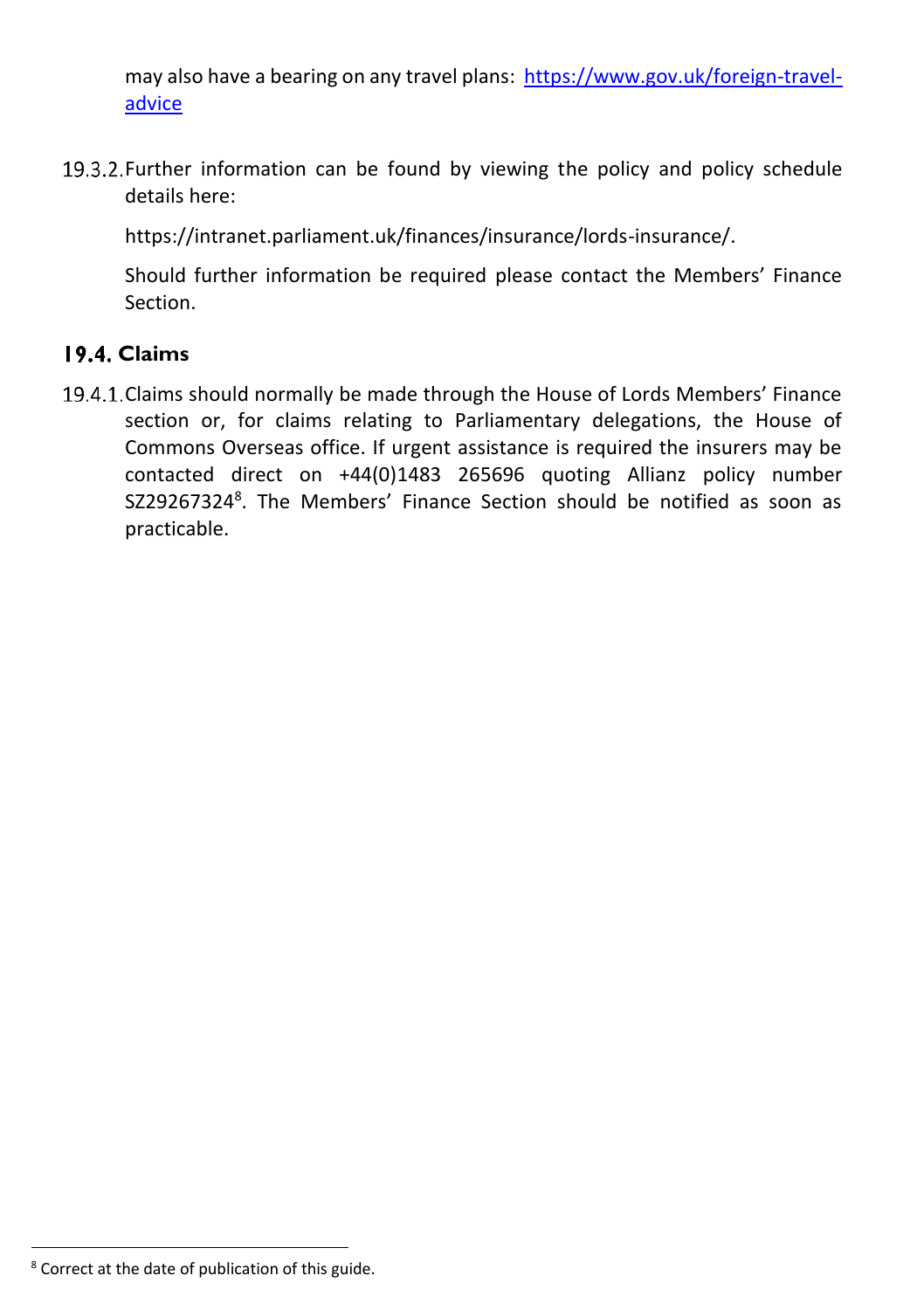may also have a bearing on any travel plans: [https://www.gov.uk/foreign-travel-advice](https://www.gov.uk/foreign-travel-advice)

19.3.2. Further information can be found by viewing the policy and policy schedule details here:

https://intranet.parliament.uk/finances/insurance/lords-insurance/.

Should further information be required please contact the Members' Finance Section.

## 19.4. Claims

19.4.1. Claims should normally be made through the House of Lords Members' Finance section or, for claims relating to Parliamentary delegations, the House of Commons Overseas office. If urgent assistance is required the insurers may be contacted direct on +44(0)1483 265696 quoting Allianz policy number SZ29267324[8]. The Members' Finance Section should be notified as soon as practicable.

[8] Correct at the date of publication of this guide.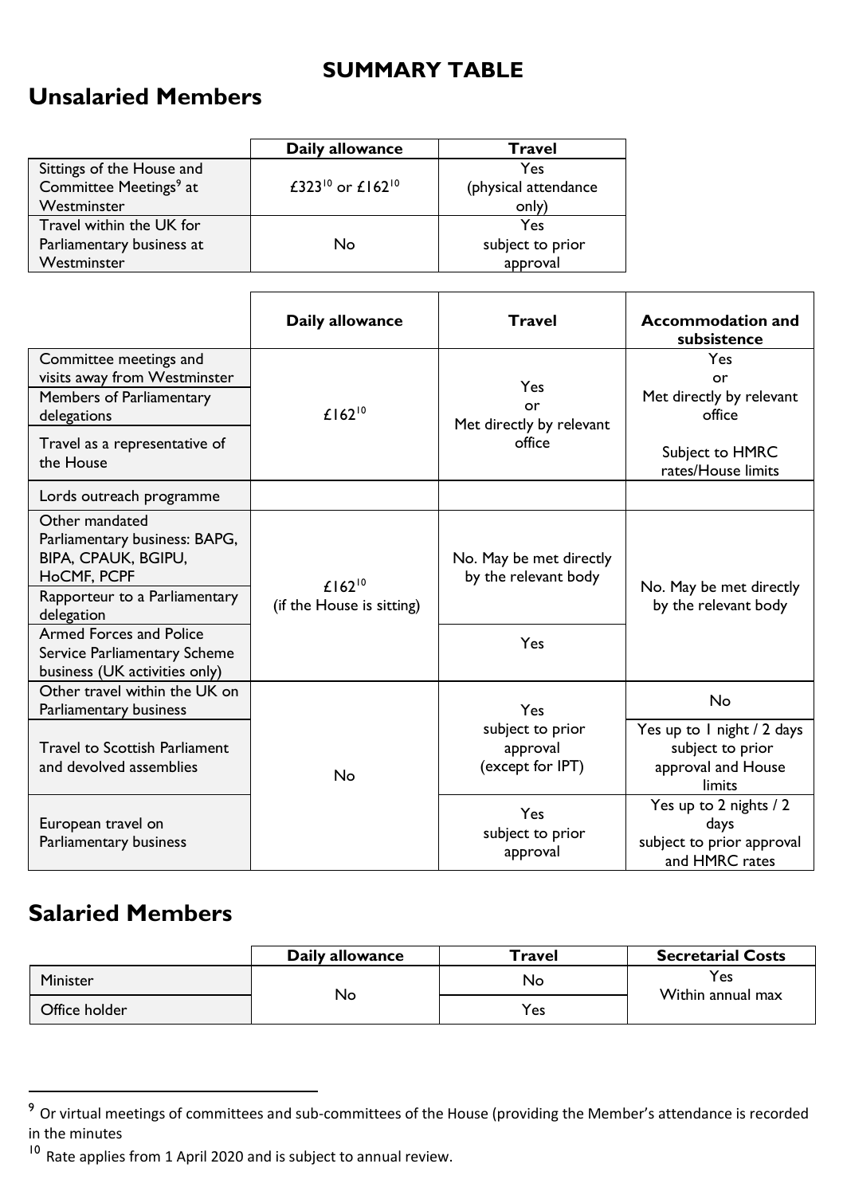## SUMMARY TABLE

# Unsalaried Members

| | Daily allowance | Travel |
|---|---|---|
| Sittings of the House and Committee Meetings[9] at Westminster | £323[10] or £162[10] | Yes (physical attendance only) |
| Travel within the UK for Parliamentary business at Westminster | No | Yes subject to prior approval |

| | Daily allowance | Travel | Accommodation and subsistence |
|---|---|---|---|
| Committee meetings and visits away from Westminster | £162[10] | Yes or Met directly by relevant office | Yes or Met directly by relevant office Subject to HMRC rates/House limits |
| Members of Parliamentary delegations | | | |
| Travel as a representative of the House | | | |
| Lords outreach programme | | | |
| Other mandated Parliamentary business: BAPG, BIPA, CPAUK, BGIPU, HoCMF, PCPF | £162[10] (if the House is sitting) | No. May be met directly by the relevant body | No. May be met directly by the relevant body |
| Rapporteur to a Parliamentary delegation | | | |
| Armed Forces and Police Service Parliamentary Scheme business (UK activities only) | | Yes | |
| Other travel within the UK on Parliamentary business | No | Yes subject to prior approval (except for IPT) | No |
| Travel to Scottish Parliament and devolved assemblies | | | Yes up to 1 night / 2 days subject to prior approval and House limits |
| European travel on Parliamentary business | | Yes subject to prior approval | Yes up to 2 nights / 2 days subject to prior approval and HMRC rates |

# Salaried Members

| | Daily allowance | Travel | Secretarial Costs |
|---|---|---|---|
| Minister | No | No | Yes Within annual max |
| Office holder | | Yes | |

---

[9] Or virtual meetings of committees and sub-committees of the House (providing the Member's attendance is recorded in the minutes

[10] Rate applies from 1 April 2020 and is subject to annual review.